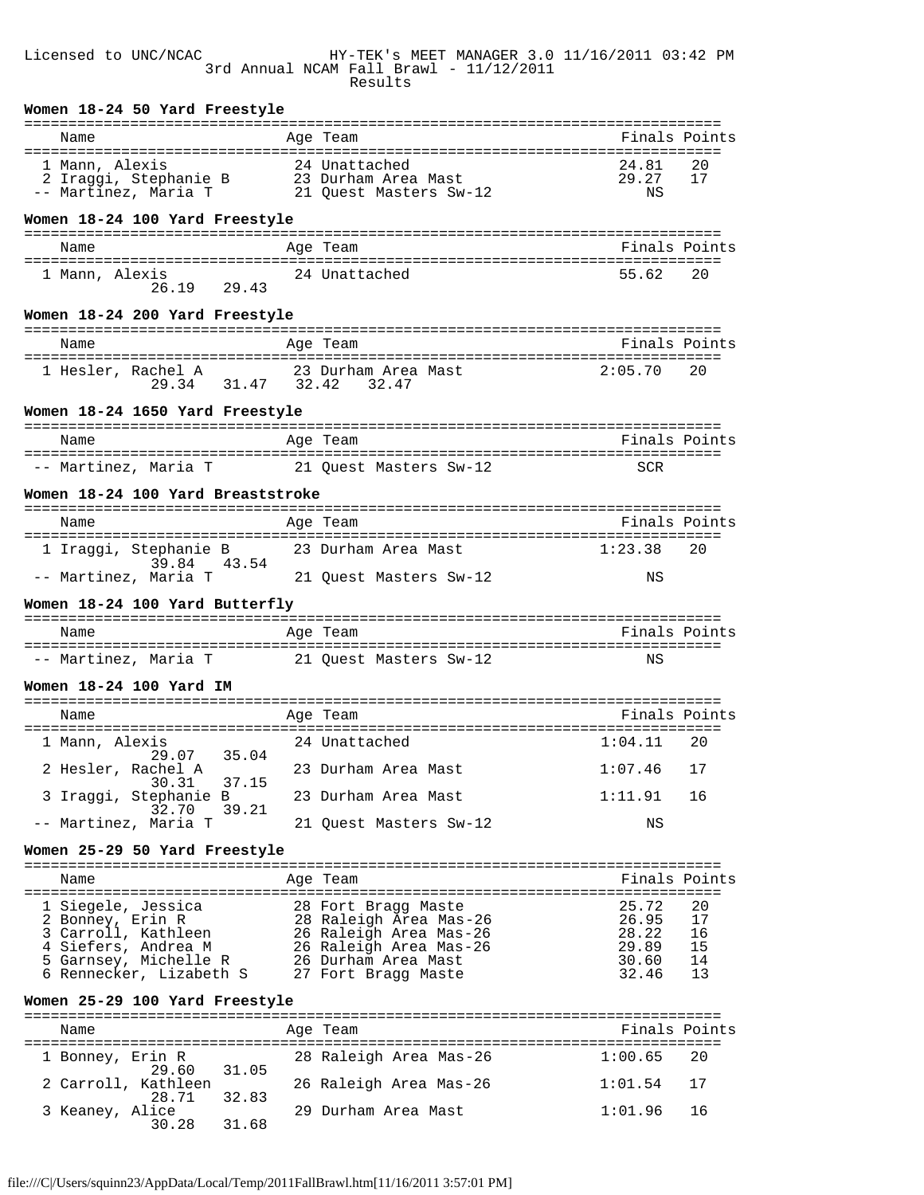Licensed to UNC/NCAC HY-TEK's MEET MANAGER 3.0 11/16/2011 03:42 PM

3rd Annual NCAM Fall Brawl - 11/12/2011

Results

**Women 18-24 50 Yard Freestyle**

| | Name | Age | Team | Finals | Points |
|---|---|---|---|---|---|
| 1 | Mann, Alexis | 24 | Unattached | 24.81 | 20 |
| 2 | Iraggi, Stephanie B | 23 | Durham Area Mast | 29.27 | 17 |
| -- | Martinez, Maria T | 21 | Quest Masters Sw-12 | NS | |

**Women 18-24 100 Yard Freestyle**

| | Name | Age | Team | Finals | Points |
|---|---|---|---|---|---|
| 1 | Mann, Alexis | 24 | Unattached | 55.62 | 20 |
| | 26.19 29.43 | | | | |

**Women 18-24 200 Yard Freestyle**

| | Name | Age | Team | Finals | Points |
|---|---|---|---|---|---|
| 1 | Hesler, Rachel A | 23 | Durham Area Mast | 2:05.70 | 20 |
| | 29.34 31.47 32.42 32.47 | | | | |

**Women 18-24 1650 Yard Freestyle**

| | Name | Age | Team | Finals | Points |
|---|---|---|---|---|---|
| -- | Martinez, Maria T | 21 | Quest Masters Sw-12 | SCR | |

**Women 18-24 100 Yard Breaststroke**

| | Name | Age | Team | Finals | Points |
|---|---|---|---|---|---|
| 1 | Iraggi, Stephanie B | 23 | Durham Area Mast | 1:23.38 | 20 |
| | 39.84 43.54 | | | | |
| -- | Martinez, Maria T | 21 | Quest Masters Sw-12 | NS | |

**Women 18-24 100 Yard Butterfly**

| | Name | Age | Team | Finals | Points |
|---|---|---|---|---|---|
| -- | Martinez, Maria T | 21 | Quest Masters Sw-12 | NS | |

**Women 18-24 100 Yard IM**

| | Name | Age | Team | Finals | Points |
|---|---|---|---|---|---|
| 1 | Mann, Alexis | 24 | Unattached | 1:04.11 | 20 |
| | 29.07 35.04 | | | | |
| 2 | Hesler, Rachel A | 23 | Durham Area Mast | 1:07.46 | 17 |
| | 30.31 37.15 | | | | |
| 3 | Iraggi, Stephanie B | 23 | Durham Area Mast | 1:11.91 | 16 |
| | 32.70 39.21 | | | | |
| -- | Martinez, Maria T | 21 | Quest Masters Sw-12 | NS | |

**Women 25-29 50 Yard Freestyle**

| | Name | Age | Team | Finals | Points |
|---|---|---|---|---|---|
| 1 | Siegele, Jessica | 28 | Fort Bragg Maste | 25.72 | 20 |
| 2 | Bonney, Erin R | 28 | Raleigh Area Mas-26 | 26.95 | 17 |
| 3 | Carroll, Kathleen | 26 | Raleigh Area Mas-26 | 28.22 | 16 |
| 4 | Siefers, Andrea M | 26 | Raleigh Area Mas-26 | 29.89 | 15 |
| 5 | Garnsey, Michelle R | 26 | Durham Area Mast | 30.60 | 14 |
| 6 | Rennecker, Lizabeth S | 27 | Fort Bragg Maste | 32.46 | 13 |

**Women 25-29 100 Yard Freestyle**

| | Name | Age | Team | Finals | Points |
|---|---|---|---|---|---|
| 1 | Bonney, Erin R | 28 | Raleigh Area Mas-26 | 1:00.65 | 20 |
| | 29.60 31.05 | | | | |
| 2 | Carroll, Kathleen | 26 | Raleigh Area Mas-26 | 1:01.54 | 17 |
| | 28.71 32.83 | | | | |
| 3 | Keaney, Alice | 29 | Durham Area Mast | 1:01.96 | 16 |
| | 30.28 31.68 | | | | |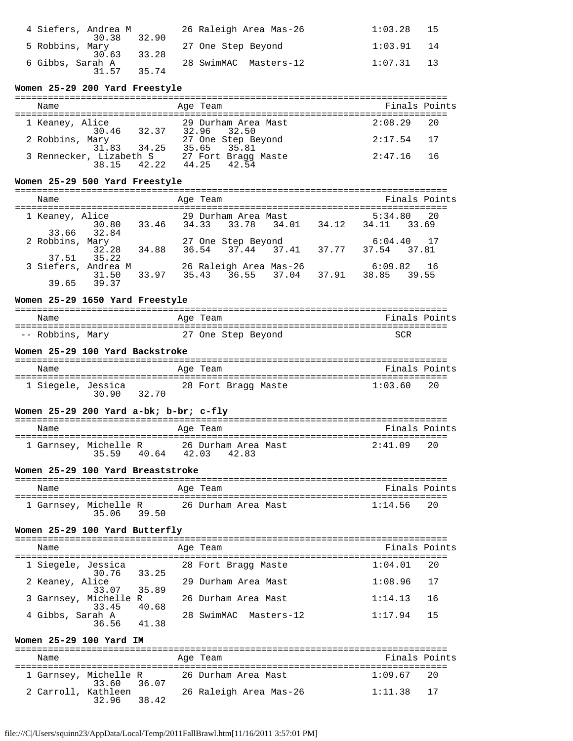| Name | Age | Team | Finals | Points |
|---|---|---|---|---|
| 4 Siefers, Andrea M | 26 | Raleigh Area Mas-26 | 1:03.28 | 15 |
| 30.38 32.90 | | | | |
| 5 Robbins, Mary | 27 | One Step Beyond | 1:03.91 | 14 |
| 30.63 33.28 | | | | |
| 6 Gibbs, Sarah A | 28 | SwimMAC Masters-12 | 1:07.31 | 13 |
| 31.57 35.74 | | | | |

**Women 25-29 200 Yard Freestyle**

| Name | Age | Team | Finals | Points |
|---|---|---|---|---|
| 1 Keaney, Alice | 29 | Durham Area Mast | 2:08.29 | 20 |
| 30.46 32.37 32.96 32.50 | | | | |
| 2 Robbins, Mary | 27 | One Step Beyond | 2:17.54 | 17 |
| 31.83 34.25 35.65 35.81 | | | | |
| 3 Rennecker, Lizabeth S | 27 | Fort Bragg Maste | 2:47.16 | 16 |
| 38.15 42.22 44.25 42.54 | | | | |

**Women 25-29 500 Yard Freestyle**

| Name | Age | Team | Finals | Points |
|---|---|---|---|---|
| 1 Keaney, Alice | 29 | Durham Area Mast | 5:34.80 | 20 |
| 30.80 33.46 34.33 33.78 34.01 34.12 34.11 33.69 33.66 32.84 | | | | |
| 2 Robbins, Mary | 27 | One Step Beyond | 6:04.40 | 17 |
| 32.28 34.88 36.54 37.44 37.41 37.77 37.54 37.81 37.51 35.22 | | | | |
| 3 Siefers, Andrea M | 26 | Raleigh Area Mas-26 | 6:09.82 | 16 |
| 31.50 33.97 35.43 36.55 37.04 37.91 38.85 39.55 39.65 39.37 | | | | |

**Women 25-29 1650 Yard Freestyle**

| Name | Age | Team | Finals | Points |
|---|---|---|---|---|
| -- Robbins, Mary | 27 | One Step Beyond | SCR | |

**Women 25-29 100 Yard Backstroke**

| Name | Age | Team | Finals | Points |
|---|---|---|---|---|
| 1 Siegele, Jessica | 28 | Fort Bragg Maste | 1:03.60 | 20 |
| 30.90 32.70 | | | | |

**Women 25-29 200 Yard a-bk; b-br; c-fly**

| Name | Age | Team | Finals | Points |
|---|---|---|---|---|
| 1 Garnsey, Michelle R | 26 | Durham Area Mast | 2:41.09 | 20 |
| 35.59 40.64 42.03 42.83 | | | | |

**Women 25-29 100 Yard Breaststroke**

| Name | Age | Team | Finals | Points |
|---|---|---|---|---|
| 1 Garnsey, Michelle R | 26 | Durham Area Mast | 1:14.56 | 20 |
| 35.06 39.50 | | | | |

**Women 25-29 100 Yard Butterfly**

| Name | Age | Team | Finals | Points |
|---|---|---|---|---|
| 1 Siegele, Jessica | 28 | Fort Bragg Maste | 1:04.01 | 20 |
| 30.76 33.25 | | | | |
| 2 Keaney, Alice | 29 | Durham Area Mast | 1:08.96 | 17 |
| 33.07 35.89 | | | | |
| 3 Garnsey, Michelle R | 26 | Durham Area Mast | 1:14.13 | 16 |
| 33.45 40.68 | | | | |
| 4 Gibbs, Sarah A | 28 | SwimMAC Masters-12 | 1:17.94 | 15 |
| 36.56 41.38 | | | | |

**Women 25-29 100 Yard IM**

| Name | Age | Team | Finals | Points |
|---|---|---|---|---|
| 1 Garnsey, Michelle R | 26 | Durham Area Mast | 1:09.67 | 20 |
| 33.60 36.07 | | | | |
| 2 Carroll, Kathleen | 26 | Raleigh Area Mas-26 | 1:11.38 | 17 |
| 32.96 38.42 | | | | |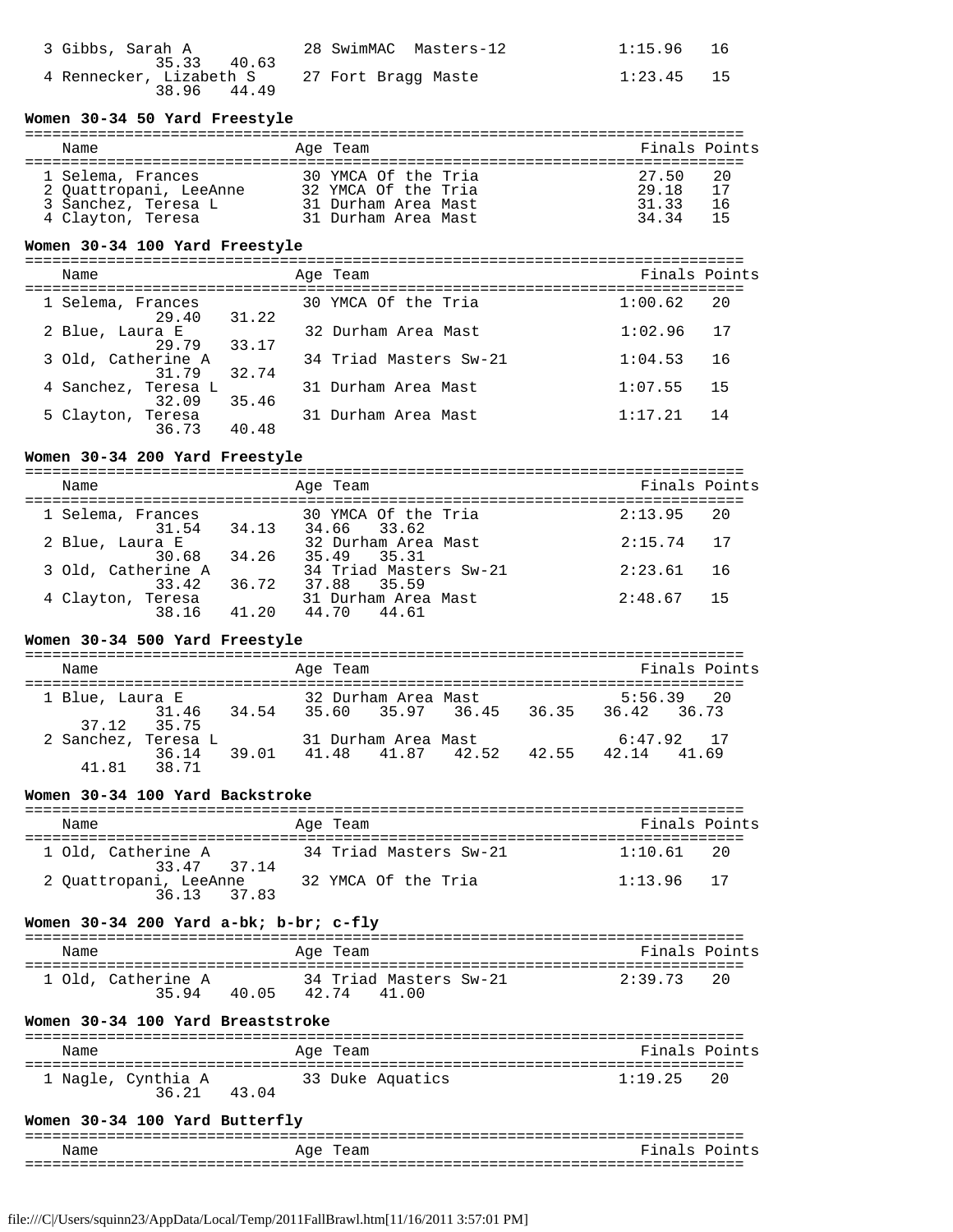| | Name | Age | Team | Finals | Points |
|---|---|---|---|---|---|
| 3 | Gibbs, Sarah A | 28 | SwimMAC Masters-12 | 1:15.96 | 16 |
| | 35.33 40.63 | | | | |
| 4 | Rennecker, Lizabeth S | 27 | Fort Bragg Maste | 1:23.45 | 15 |
| | 38.96 44.49 | | | | |

**Women 30-34 50 Yard Freestyle**

| | Name | Age | Team | Finals | Points |
|---|---|---|---|---|---|
| 1 | Selema, Frances | 30 | YMCA Of the Tria | 27.50 | 20 |
| 2 | Quattropani, LeeAnne | 32 | YMCA Of the Tria | 29.18 | 17 |
| 3 | Sanchez, Teresa L | 31 | Durham Area Mast | 31.33 | 16 |
| 4 | Clayton, Teresa | 31 | Durham Area Mast | 34.34 | 15 |

**Women 30-34 100 Yard Freestyle**

| | Name | Age | Team | Finals | Points |
|---|---|---|---|---|---|
| 1 | Selema, Frances | 30 | YMCA Of the Tria | 1:00.62 | 20 |
| | 29.40 31.22 | | | | |
| 2 | Blue, Laura E | 32 | Durham Area Mast | 1:02.96 | 17 |
| | 29.79 33.17 | | | | |
| 3 | Old, Catherine A | 34 | Triad Masters Sw-21 | 1:04.53 | 16 |
| | 31.79 32.74 | | | | |
| 4 | Sanchez, Teresa L | 31 | Durham Area Mast | 1:07.55 | 15 |
| | 32.09 35.46 | | | | |
| 5 | Clayton, Teresa | 31 | Durham Area Mast | 1:17.21 | 14 |
| | 36.73 40.48 | | | | |

**Women 30-34 200 Yard Freestyle**

| | Name | Age | Team | Finals | Points |
|---|---|---|---|---|---|
| 1 | Selema, Frances | 30 | YMCA Of the Tria | 2:13.95 | 20 |
| | 31.54 34.13 34.66 33.62 | | | | |
| 2 | Blue, Laura E | 32 | Durham Area Mast | 2:15.74 | 17 |
| | 30.68 34.26 35.49 35.31 | | | | |
| 3 | Old, Catherine A | 34 | Triad Masters Sw-21 | 2:23.61 | 16 |
| | 33.42 36.72 37.88 35.59 | | | | |
| 4 | Clayton, Teresa | 31 | Durham Area Mast | 2:48.67 | 15 |
| | 38.16 41.20 44.70 44.61 | | | | |

**Women 30-34 500 Yard Freestyle**

| | Name | Age | Team | Finals | Points |
|---|---|---|---|---|---|
| 1 | Blue, Laura E | 32 | Durham Area Mast | 5:56.39 | 20 |
| | 31.46 34.54 35.60 35.97 36.45 36.35 36.42 36.73 37.12 35.75 | | | | |
| 2 | Sanchez, Teresa L | 31 | Durham Area Mast | 6:47.92 | 17 |
| | 36.14 39.01 41.48 41.87 42.52 42.55 42.14 41.69 41.81 38.71 | | | | |

**Women 30-34 100 Yard Backstroke**

| | Name | Age | Team | Finals | Points |
|---|---|---|---|---|---|
| 1 | Old, Catherine A | 34 | Triad Masters Sw-21 | 1:10.61 | 20 |
| | 33.47 37.14 | | | | |
| 2 | Quattropani, LeeAnne | 32 | YMCA Of the Tria | 1:13.96 | 17 |
| | 36.13 37.83 | | | | |

**Women 30-34 200 Yard a-bk; b-br; c-fly**

| | Name | Age | Team | Finals | Points |
|---|---|---|---|---|---|
| 1 | Old, Catherine A | 34 | Triad Masters Sw-21 | 2:39.73 | 20 |
| | 35.94 40.05 42.74 41.00 | | | | |

**Women 30-34 100 Yard Breaststroke**

| | Name | Age | Team | Finals | Points |
|---|---|---|---|---|---|
| 1 | Nagle, Cynthia A | 33 | Duke Aquatics | 1:19.25 | 20 |
| | 36.21 43.04 | | | | |

**Women 30-34 100 Yard Butterfly**

| | Name | Age | Team | Finals | Points |
|---|---|---|---|---|---|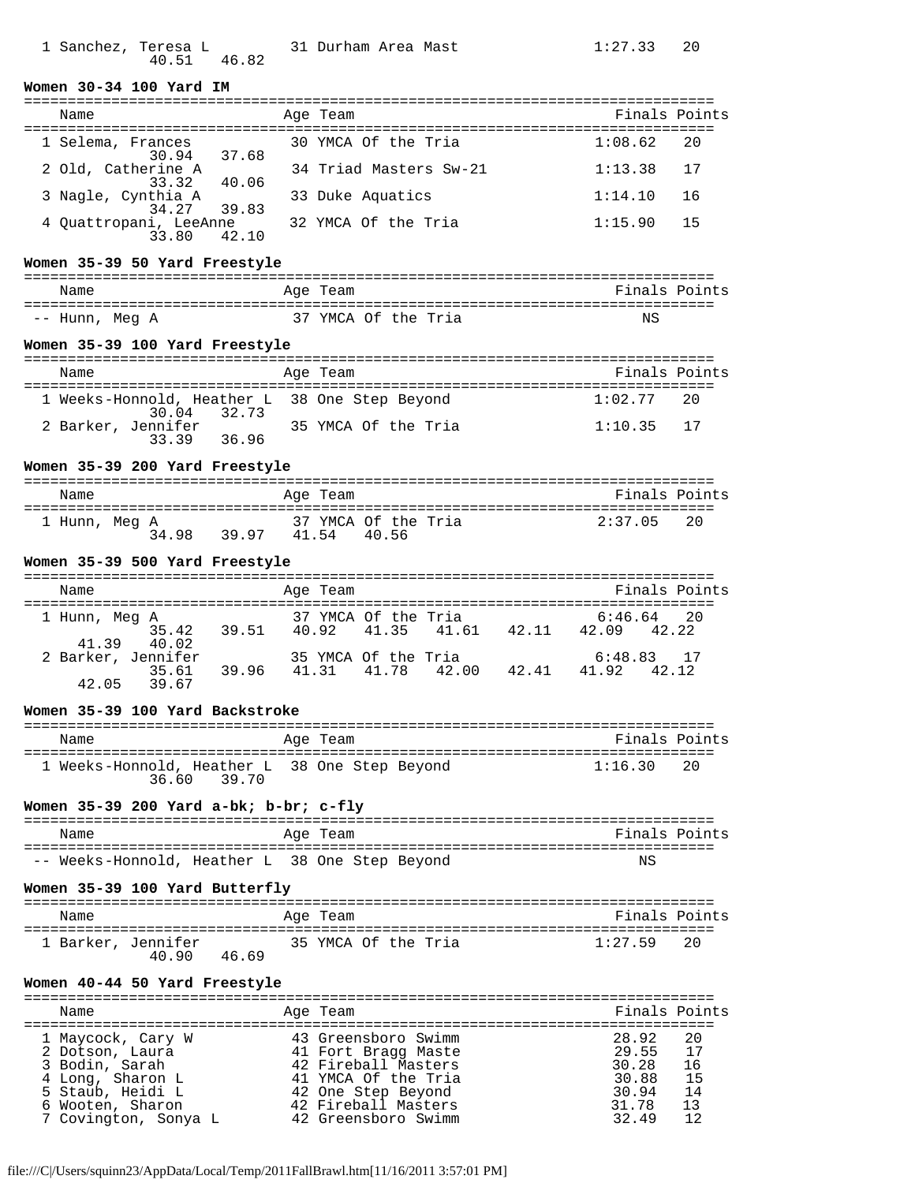| | Name | Age | Team | Finals | Points |
|---|---|---|---|---|---|
| 1 | Sanchez, Teresa L | 31 | Durham Area Mast | 1:27.33 | 20 |
| | 40.51 46.82 | | | | |

**Women 30-34 100 Yard IM**

| | Name | Age | Team | Finals | Points |
|---|---|---|---|---|---|
| 1 | Selema, Frances | 30 | YMCA Of the Tria | 1:08.62 | 20 |
| | 30.94 37.68 | | | | |
| 2 | Old, Catherine A | 34 | Triad Masters Sw-21 | 1:13.38 | 17 |
| | 33.32 40.06 | | | | |
| 3 | Nagle, Cynthia A | 33 | Duke Aquatics | 1:14.10 | 16 |
| | 34.27 39.83 | | | | |
| 4 | Quattropani, LeeAnne | 32 | YMCA Of the Tria | 1:15.90 | 15 |
| | 33.80 42.10 | | | | |

**Women 35-39 50 Yard Freestyle**

| | Name | Age | Team | Finals | Points |
|---|---|---|---|---|---|
| -- | Hunn, Meg A | 37 | YMCA Of the Tria | NS | |

**Women 35-39 100 Yard Freestyle**

| | Name | Age | Team | Finals | Points |
|---|---|---|---|---|---|
| 1 | Weeks-Honnold, Heather L | 38 | One Step Beyond | 1:02.77 | 20 |
| | 30.04 32.73 | | | | |
| 2 | Barker, Jennifer | 35 | YMCA Of the Tria | 1:10.35 | 17 |
| | 33.39 36.96 | | | | |

**Women 35-39 200 Yard Freestyle**

| | Name | Age | Team | Finals | Points |
|---|---|---|---|---|---|
| 1 | Hunn, Meg A | 37 | YMCA Of the Tria | 2:37.05 | 20 |
| | 34.98 39.97 41.54 40.56 | | | | |

**Women 35-39 500 Yard Freestyle**

| | Name | Age | Team | Finals | Points |
|---|---|---|---|---|---|
| 1 | Hunn, Meg A | 37 | YMCA Of the Tria | 6:46.64 | 20 |
| | 35.42 39.51 40.92 41.35 41.61 42.11 42.09 42.22 41.39 40.02 | | | | |
| 2 | Barker, Jennifer | 35 | YMCA Of the Tria | 6:48.83 | 17 |
| | 35.61 39.96 41.31 41.78 42.00 42.41 41.92 42.12 42.05 39.67 | | | | |

**Women 35-39 100 Yard Backstroke**

| | Name | Age | Team | Finals | Points |
|---|---|---|---|---|---|
| 1 | Weeks-Honnold, Heather L | 38 | One Step Beyond | 1:16.30 | 20 |
| | 36.60 39.70 | | | | |

**Women 35-39 200 Yard a-bk; b-br; c-fly**

| | Name | Age | Team | Finals | Points |
|---|---|---|---|---|---|
| -- | Weeks-Honnold, Heather L | 38 | One Step Beyond | NS | |

**Women 35-39 100 Yard Butterfly**

| | Name | Age | Team | Finals | Points |
|---|---|---|---|---|---|
| 1 | Barker, Jennifer | 35 | YMCA Of the Tria | 1:27.59 | 20 |
| | 40.90 46.69 | | | | |

**Women 40-44 50 Yard Freestyle**

| | Name | Age | Team | Finals | Points |
|---|---|---|---|---|---|
| 1 | Maycock, Cary W | 43 | Greensboro Swimm | 28.92 | 20 |
| 2 | Dotson, Laura | 41 | Fort Bragg Maste | 29.55 | 17 |
| 3 | Bodin, Sarah | 42 | Fireball Masters | 30.28 | 16 |
| 4 | Long, Sharon L | 41 | YMCA Of the Tria | 30.88 | 15 |
| 5 | Staub, Heidi L | 42 | One Step Beyond | 30.94 | 14 |
| 6 | Wooten, Sharon | 42 | Fireball Masters | 31.78 | 13 |
| 7 | Covington, Sonya L | 42 | Greensboro Swimm | 32.49 | 12 |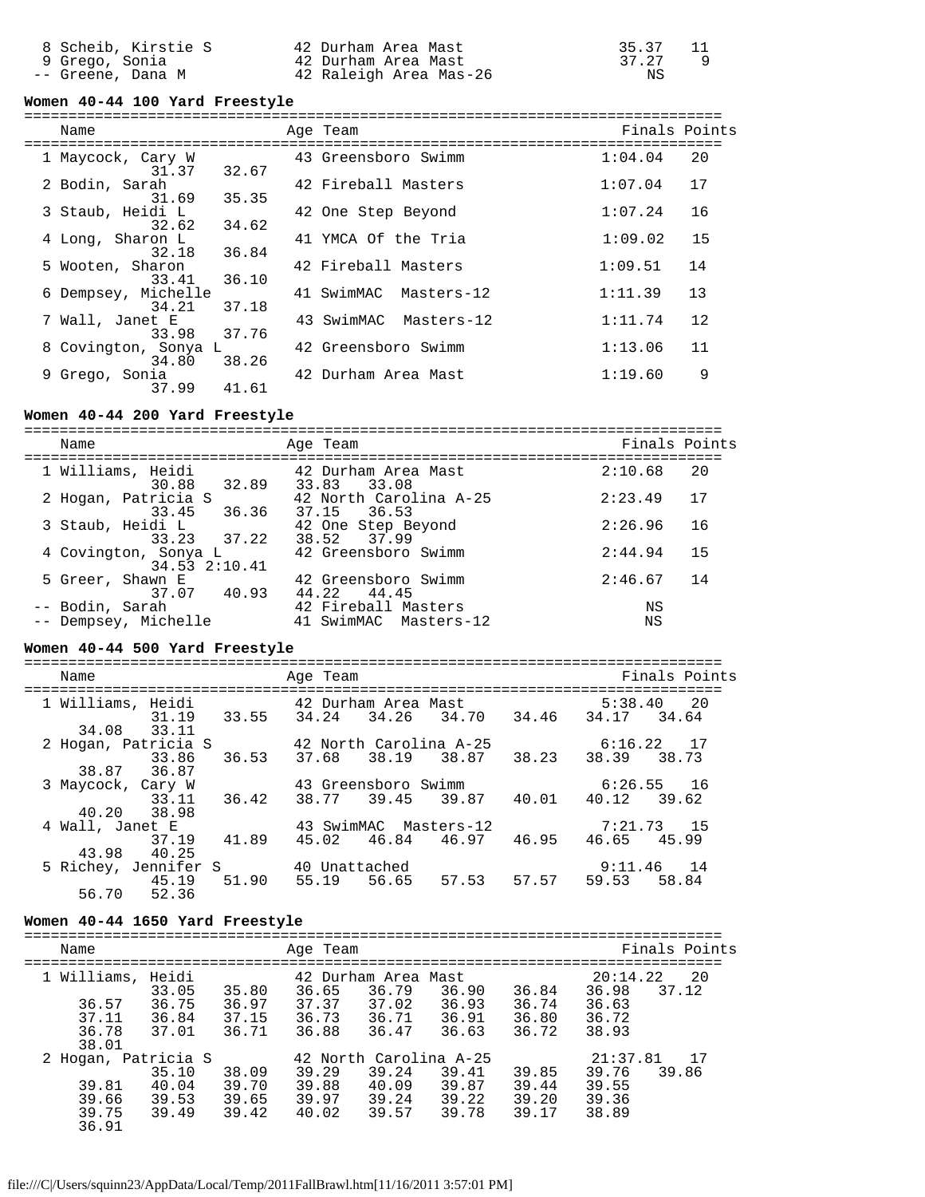| Name | Age | Team | Finals | Points |
|---|---|---|---|---|
| 8 Scheib, Kirstie S | 42 | Durham Area Mast | 35.37 | 11 |
| 9 Grego, Sonia | 42 | Durham Area Mast | 37.27 | 9 |
| -- Greene, Dana M | 42 | Raleigh Area Mas-26 | NS | |

**Women 40-44 100 Yard Freestyle**

| Name | Age | Team | Finals | Points | Splits |
|---|---|---|---|---|---|
| 1 Maycock, Cary W | 43 | Greensboro Swimm | 1:04.04 | 20 | 31.37 32.67 |
| 2 Bodin, Sarah | 42 | Fireball Masters | 1:07.04 | 17 | 31.69 35.35 |
| 3 Staub, Heidi L | 42 | One Step Beyond | 1:07.24 | 16 | 32.62 34.62 |
| 4 Long, Sharon L | 41 | YMCA Of the Tria | 1:09.02 | 15 | 32.18 36.84 |
| 5 Wooten, Sharon | 42 | Fireball Masters | 1:09.51 | 14 | 33.41 36.10 |
| 6 Dempsey, Michelle | 41 | SwimMAC Masters-12 | 1:11.39 | 13 | 34.21 37.18 |
| 7 Wall, Janet E | 43 | SwimMAC Masters-12 | 1:11.74 | 12 | 33.98 37.76 |
| 8 Covington, Sonya L | 42 | Greensboro Swimm | 1:13.06 | 11 | 34.80 38.26 |
| 9 Grego, Sonia | 42 | Durham Area Mast | 1:19.60 | 9 | 37.99 41.61 |

**Women 40-44 200 Yard Freestyle**

| Name | Age | Team | Finals | Points | Splits |
|---|---|---|---|---|---|
| 1 Williams, Heidi | 42 | Durham Area Mast | 2:10.68 | 20 | 30.88 32.89 33.83 33.08 |
| 2 Hogan, Patricia S | 42 | North Carolina A-25 | 2:23.49 | 17 | 33.45 36.36 37.15 36.53 |
| 3 Staub, Heidi L | 42 | One Step Beyond | 2:26.96 | 16 | 33.23 37.22 38.52 37.99 |
| 4 Covington, Sonya L | 42 | Greensboro Swimm | 2:44.94 | 15 | 34.53 2:10.41 |
| 5 Greer, Shawn E | 42 | Greensboro Swimm | 2:46.67 | 14 | 37.07 40.93 44.22 44.45 |
| -- Bodin, Sarah | 42 | Fireball Masters | NS | | |
| -- Dempsey, Michelle | 41 | SwimMAC Masters-12 | NS | | |

**Women 40-44 500 Yard Freestyle**

| Name | Age | Team | Finals | Points | Splits |
|---|---|---|---|---|---|
| 1 Williams, Heidi | 42 | Durham Area Mast | 5:38.40 | 20 | 31.19 33.55 34.24 34.26 34.70 34.46 34.17 34.64 34.08 33.11 |
| 2 Hogan, Patricia S | 42 | North Carolina A-25 | 6:16.22 | 17 | 33.86 36.53 37.68 38.19 38.87 38.23 38.39 38.73 38.87 36.87 |
| 3 Maycock, Cary W | 43 | Greensboro Swimm | 6:26.55 | 16 | 33.11 36.42 38.77 39.45 39.87 40.01 40.12 39.62 40.20 38.98 |
| 4 Wall, Janet E | 43 | SwimMAC Masters-12 | 7:21.73 | 15 | 37.19 41.89 45.02 46.84 46.97 46.95 46.65 45.99 43.98 40.25 |
| 5 Richey, Jennifer S | 40 | Unattached | 9:11.46 | 14 | 45.19 51.90 55.19 56.65 57.53 57.57 59.53 58.84 56.70 52.36 |

**Women 40-44 1650 Yard Freestyle**

| Name | Age | Team | Finals | Points | Splits |
|---|---|---|---|---|---|
| 1 Williams, Heidi | 42 | Durham Area Mast | 20:14.22 | 20 | 33.05 35.80 36.65 36.79 36.90 36.84 36.98 37.12 36.57 36.75 36.97 37.37 37.02 36.93 36.74 36.63 37.11 36.84 37.15 36.73 36.71 36.91 36.80 36.72 36.78 37.01 36.71 36.88 36.47 36.63 36.72 38.93 38.01 |
| 2 Hogan, Patricia S | 42 | North Carolina A-25 | 21:37.81 | 17 | 35.10 38.09 39.29 39.24 39.41 39.85 39.76 39.86 39.81 40.04 39.70 39.88 40.09 39.87 39.44 39.55 39.66 39.53 39.65 39.97 39.24 39.22 39.20 39.36 39.75 39.49 39.42 40.02 39.57 39.78 39.17 38.89 36.91 |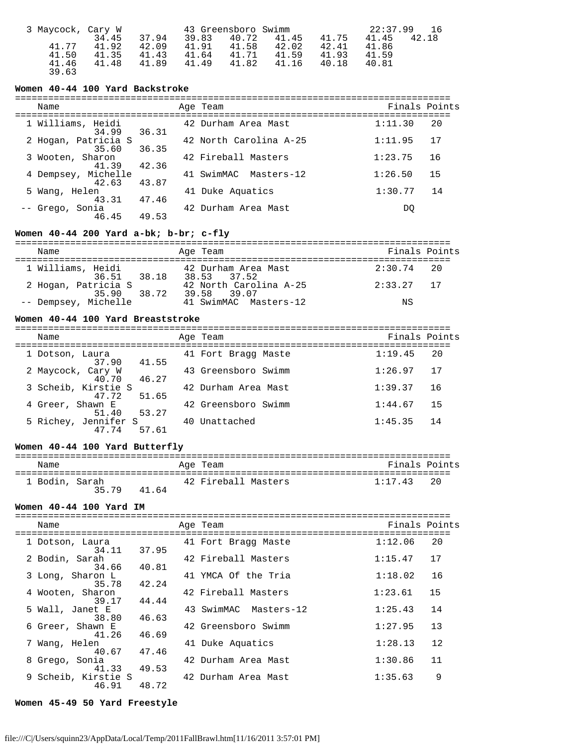| | Name | Age | Team | Finals | Points |
|---|---|---|---|---|---|
| 3 | Maycock, Cary W | 43 | Greensboro Swimm | 22:37.99 | 16 |

34.45 37.94 39.83 40.72 41.45 41.75 41.45 42.18
41.77 41.92 42.09 41.91 41.58 42.02 42.41 41.86
41.50 41.35 41.43 41.64 41.71 41.59 41.93 41.59
41.46 41.48 41.89 41.49 41.82 41.16 40.18 40.81
39.63

### Women 40-44 100 Yard Backstroke

| | Name | Age | Team | Finals | Points | Splits |
|---|---|---|---|---|---|---|
| 1 | Williams, Heidi | 42 | Durham Area Mast | 1:11.30 | 20 | 34.99 36.31 |
| 2 | Hogan, Patricia S | 42 | North Carolina A-25 | 1:11.95 | 17 | 35.60 36.35 |
| 3 | Wooten, Sharon | 42 | Fireball Masters | 1:23.75 | 16 | 41.39 42.36 |
| 4 | Dempsey, Michelle | 41 | SwimMAC Masters-12 | 1:26.50 | 15 | 42.63 43.87 |
| 5 | Wang, Helen | 41 | Duke Aquatics | 1:30.77 | 14 | 43.31 47.46 |
| -- | Grego, Sonia | 42 | Durham Area Mast | DQ | | 46.45 49.53 |

### Women 40-44 200 Yard a-bk; b-br; c-fly

| | Name | Age | Team | Finals | Points | Splits |
|---|---|---|---|---|---|---|
| 1 | Williams, Heidi | 42 | Durham Area Mast | 2:30.74 | 20 | 36.51 38.18 38.53 37.52 |
| 2 | Hogan, Patricia S | 42 | North Carolina A-25 | 2:33.27 | 17 | 35.90 38.72 39.58 39.07 |
| -- | Dempsey, Michelle | 41 | SwimMAC Masters-12 | NS | | |

### Women 40-44 100 Yard Breaststroke

| | Name | Age | Team | Finals | Points | Splits |
|---|---|---|---|---|---|---|
| 1 | Dotson, Laura | 41 | Fort Bragg Maste | 1:19.45 | 20 | 37.90 41.55 |
| 2 | Maycock, Cary W | 43 | Greensboro Swimm | 1:26.97 | 17 | 40.70 46.27 |
| 3 | Scheib, Kirstie S | 42 | Durham Area Mast | 1:39.37 | 16 | 47.72 51.65 |
| 4 | Greer, Shawn E | 42 | Greensboro Swimm | 1:44.67 | 15 | 51.40 53.27 |
| 5 | Richey, Jennifer S | 40 | Unattached | 1:45.35 | 14 | 47.74 57.61 |

### Women 40-44 100 Yard Butterfly

| | Name | Age | Team | Finals | Points | Splits |
|---|---|---|---|---|---|---|
| 1 | Bodin, Sarah | 42 | Fireball Masters | 1:17.43 | 20 | 35.79 41.64 |

### Women 40-44 100 Yard IM

| | Name | Age | Team | Finals | Points | Splits |
|---|---|---|---|---|---|---|
| 1 | Dotson, Laura | 41 | Fort Bragg Maste | 1:12.06 | 20 | 34.11 37.95 |
| 2 | Bodin, Sarah | 42 | Fireball Masters | 1:15.47 | 17 | 34.66 40.81 |
| 3 | Long, Sharon L | 41 | YMCA Of the Tria | 1:18.02 | 16 | 35.78 42.24 |
| 4 | Wooten, Sharon | 42 | Fireball Masters | 1:23.61 | 15 | 39.17 44.44 |
| 5 | Wall, Janet E | 43 | SwimMAC Masters-12 | 1:25.43 | 14 | 38.80 46.63 |
| 6 | Greer, Shawn E | 42 | Greensboro Swimm | 1:27.95 | 13 | 41.26 46.69 |
| 7 | Wang, Helen | 41 | Duke Aquatics | 1:28.13 | 12 | 40.67 47.46 |
| 8 | Grego, Sonia | 42 | Durham Area Mast | 1:30.86 | 11 | 41.33 49.53 |
| 9 | Scheib, Kirstie S | 42 | Durham Area Mast | 1:35.63 | 9 | 46.91 48.72 |

### Women 45-49 50 Yard Freestyle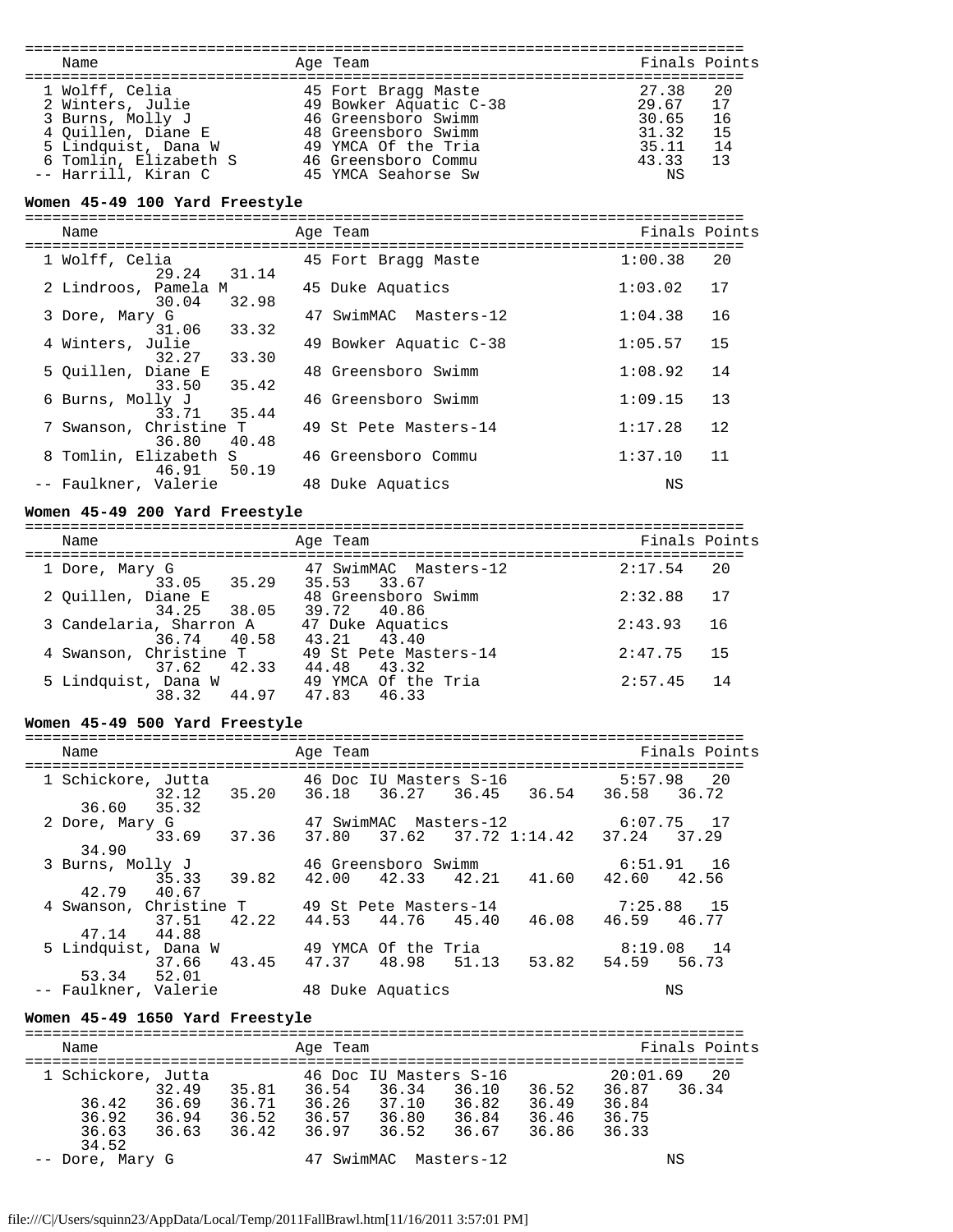| Name | Age | Team | Finals | Points |
|---|---|---|---|---|
| 1 Wolff, Celia | 45 | Fort Bragg Maste | 27.38 | 20 |
| 2 Winters, Julie | 49 | Bowker Aquatic C-38 | 29.67 | 17 |
| 3 Burns, Molly J | 46 | Greensboro Swimm | 30.65 | 16 |
| 4 Quillen, Diane E | 48 | Greensboro Swimm | 31.32 | 15 |
| 5 Lindquist, Dana W | 49 | YMCA Of the Tria | 35.11 | 14 |
| 6 Tomlin, Elizabeth S | 46 | Greensboro Commu | 43.33 | 13 |
| -- Harrill, Kiran C | 45 | YMCA Seahorse Sw | NS | |

**Women 45-49 100 Yard Freestyle**

| Name | Age | Team | Finals | Points |
|---|---|---|---|---|
| 1 Wolff, Celia | 45 | Fort Bragg Maste | 1:00.38 | 20 |
| 29.24 31.14 | | | | |
| 2 Lindroos, Pamela M | 45 | Duke Aquatics | 1:03.02 | 17 |
| 30.04 32.98 | | | | |
| 3 Dore, Mary G | 47 | SwimMAC Masters-12 | 1:04.38 | 16 |
| 31.06 33.32 | | | | |
| 4 Winters, Julie | 49 | Bowker Aquatic C-38 | 1:05.57 | 15 |
| 32.27 33.30 | | | | |
| 5 Quillen, Diane E | 48 | Greensboro Swimm | 1:08.92 | 14 |
| 33.50 35.42 | | | | |
| 6 Burns, Molly J | 46 | Greensboro Swimm | 1:09.15 | 13 |
| 33.71 35.44 | | | | |
| 7 Swanson, Christine T | 49 | St Pete Masters-14 | 1:17.28 | 12 |
| 36.80 40.48 | | | | |
| 8 Tomlin, Elizabeth S | 46 | Greensboro Commu | 1:37.10 | 11 |
| 46.91 50.19 | | | | |
| -- Faulkner, Valerie | 48 | Duke Aquatics | NS | |

**Women 45-49 200 Yard Freestyle**

| Name | Age | Team | Finals | Points |
|---|---|---|---|---|
| 1 Dore, Mary G | 47 | SwimMAC Masters-12 | 2:17.54 | 20 |
| 33.05 35.29 35.53 33.67 | | | | |
| 2 Quillen, Diane E | 48 | Greensboro Swimm | 2:32.88 | 17 |
| 34.25 38.05 39.72 40.86 | | | | |
| 3 Candelaria, Sharron A | 47 | Duke Aquatics | 2:43.93 | 16 |
| 36.74 40.58 43.21 43.40 | | | | |
| 4 Swanson, Christine T | 49 | St Pete Masters-14 | 2:47.75 | 15 |
| 37.62 42.33 44.48 43.32 | | | | |
| 5 Lindquist, Dana W | 49 | YMCA Of the Tria | 2:57.45 | 14 |
| 38.32 44.97 47.83 46.33 | | | | |

**Women 45-49 500 Yard Freestyle**

| Name | Age | Team | Finals | Points |
|---|---|---|---|---|
| 1 Schickore, Jutta | 46 | Doc IU Masters S-16 | 5:57.98 | 20 |
| 32.12 35.20 36.18 36.27 36.45 36.54 36.58 36.72 36.60 35.32 | | | | |
| 2 Dore, Mary G | 47 | SwimMAC Masters-12 | 6:07.75 | 17 |
| 33.69 37.36 37.80 37.62 37.72 1:14.42 37.24 37.29 34.90 | | | | |
| 3 Burns, Molly J | 46 | Greensboro Swimm | 6:51.91 | 16 |
| 35.33 39.82 42.00 42.33 42.21 41.60 42.60 42.56 42.79 40.67 | | | | |
| 4 Swanson, Christine T | 49 | St Pete Masters-14 | 7:25.88 | 15 |
| 37.51 42.22 44.53 44.76 45.40 46.08 46.59 46.77 47.14 44.88 | | | | |
| 5 Lindquist, Dana W | 49 | YMCA Of the Tria | 8:19.08 | 14 |
| 37.66 43.45 47.37 48.98 51.13 53.82 54.59 56.73 53.34 52.01 | | | | |
| -- Faulkner, Valerie | 48 | Duke Aquatics | NS | |

**Women 45-49 1650 Yard Freestyle**

| Name | Age | Team | Finals | Points |
|---|---|---|---|---|
| 1 Schickore, Jutta | 46 | Doc IU Masters S-16 | 20:01.69 | 20 |
| 32.49 35.81 36.54 36.34 36.10 36.52 36.87 36.34 | | | | |
| 36.42 36.69 36.71 36.26 37.10 36.82 36.49 36.84 | | | | |
| 36.92 36.94 36.52 36.57 36.80 36.84 36.46 36.75 | | | | |
| 36.63 36.63 36.42 36.97 36.52 36.67 36.86 36.33 | | | | |
| 34.52 | | | | |
| -- Dore, Mary G | 47 | SwimMAC Masters-12 | NS | |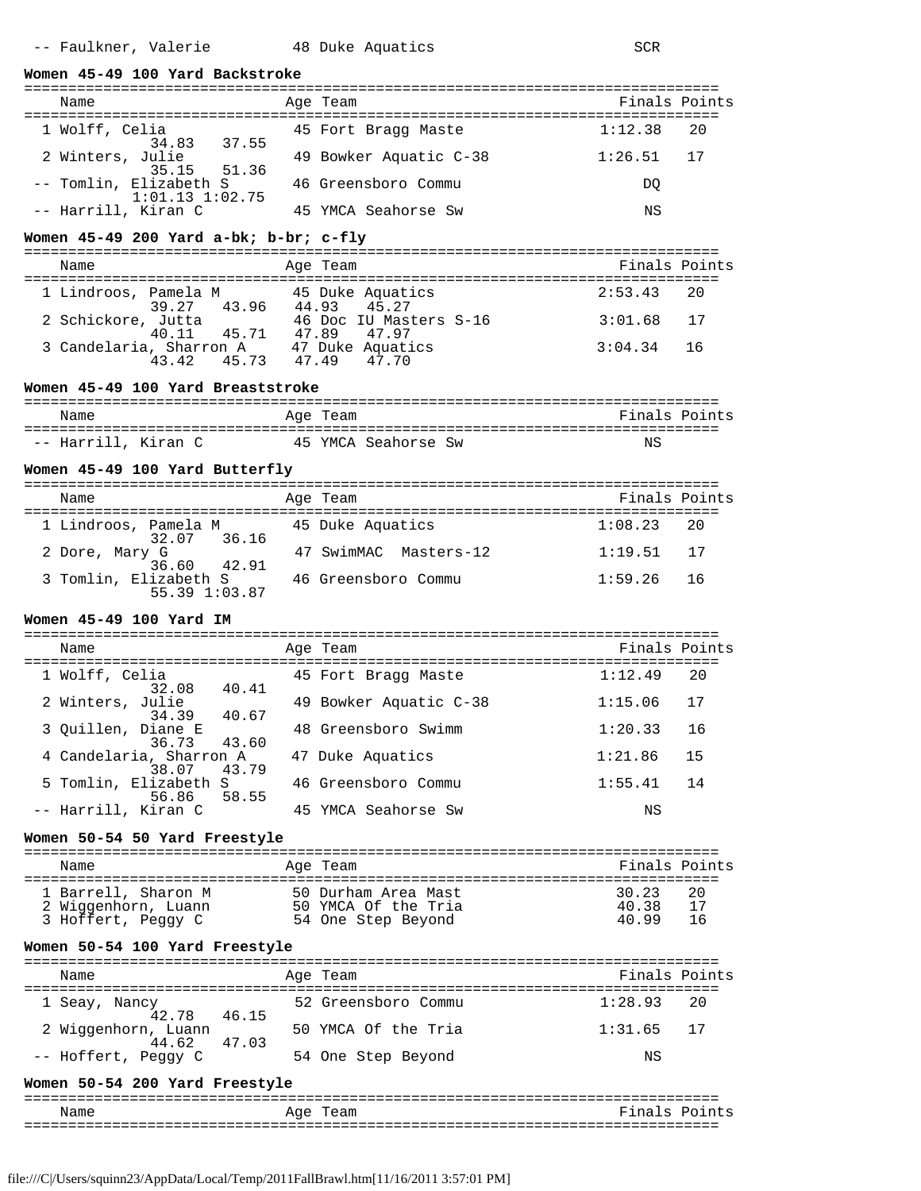-- Faulkner, Valerie 48 Duke Aquatics SCR

**Women 45-49 100 Yard Backstroke**

| Name | Age | Team | Finals | Points |
|---|---|---|---|---|
| 1 Wolff, Celia | 45 | Fort Bragg Maste | 1:12.38 | 20 |
| 34.83 37.55 | | | | |
| 2 Winters, Julie | 49 | Bowker Aquatic C-38 | 1:26.51 | 17 |
| 35.15 51.36 | | | | |
| -- Tomlin, Elizabeth S | 46 | Greensboro Commu | DQ | |
| 1:01.13 1:02.75 | | | | |
| -- Harrill, Kiran C | 45 | YMCA Seahorse Sw | NS | |

**Women 45-49 200 Yard a-bk; b-br; c-fly**

| Name | Age | Team | Finals | Points |
|---|---|---|---|---|
| 1 Lindroos, Pamela M | 45 | Duke Aquatics | 2:53.43 | 20 |
| 39.27 43.96 44.93 45.27 | | | | |
| 2 Schickore, Jutta | 46 | Doc IU Masters S-16 | 3:01.68 | 17 |
| 40.11 45.71 47.89 47.97 | | | | |
| 3 Candelaria, Sharron A | 47 | Duke Aquatics | 3:04.34 | 16 |
| 43.42 45.73 47.49 47.70 | | | | |

**Women 45-49 100 Yard Breaststroke**

| Name | Age | Team | Finals | Points |
|---|---|---|---|---|
| -- Harrill, Kiran C | 45 | YMCA Seahorse Sw | NS | |

**Women 45-49 100 Yard Butterfly**

| Name | Age | Team | Finals | Points |
|---|---|---|---|---|
| 1 Lindroos, Pamela M | 45 | Duke Aquatics | 1:08.23 | 20 |
| 32.07 36.16 | | | | |
| 2 Dore, Mary G | 47 | SwimMAC Masters-12 | 1:19.51 | 17 |
| 36.60 42.91 | | | | |
| 3 Tomlin, Elizabeth S | 46 | Greensboro Commu | 1:59.26 | 16 |
| 55.39 1:03.87 | | | | |

**Women 45-49 100 Yard IM**

| Name | Age | Team | Finals | Points |
|---|---|---|---|---|
| 1 Wolff, Celia | 45 | Fort Bragg Maste | 1:12.49 | 20 |
| 32.08 40.41 | | | | |
| 2 Winters, Julie | 49 | Bowker Aquatic C-38 | 1:15.06 | 17 |
| 34.39 40.67 | | | | |
| 3 Quillen, Diane E | 48 | Greensboro Swimm | 1:20.33 | 16 |
| 36.73 43.60 | | | | |
| 4 Candelaria, Sharron A | 47 | Duke Aquatics | 1:21.86 | 15 |
| 38.07 43.79 | | | | |
| 5 Tomlin, Elizabeth S | 46 | Greensboro Commu | 1:55.41 | 14 |
| 56.86 58.55 | | | | |
| -- Harrill, Kiran C | 45 | YMCA Seahorse Sw | NS | |

**Women 50-54 50 Yard Freestyle**

| Name | Age | Team | Finals | Points |
|---|---|---|---|---|
| 1 Barrell, Sharon M | 50 | Durham Area Mast | 30.23 | 20 |
| 2 Wiggenhorn, Luann | 50 | YMCA Of the Tria | 40.38 | 17 |
| 3 Hoffert, Peggy C | 54 | One Step Beyond | 40.99 | 16 |

**Women 50-54 100 Yard Freestyle**

| Name | Age | Team | Finals | Points |
|---|---|---|---|---|
| 1 Seay, Nancy | 52 | Greensboro Commu | 1:28.93 | 20 |
| 42.78 46.15 | | | | |
| 2 Wiggenhorn, Luann | 50 | YMCA Of the Tria | 1:31.65 | 17 |
| 44.62 47.03 | | | | |
| -- Hoffert, Peggy C | 54 | One Step Beyond | NS | |

**Women 50-54 200 Yard Freestyle**

| Name | Age | Team | Finals | Points |
|---|---|---|---|---|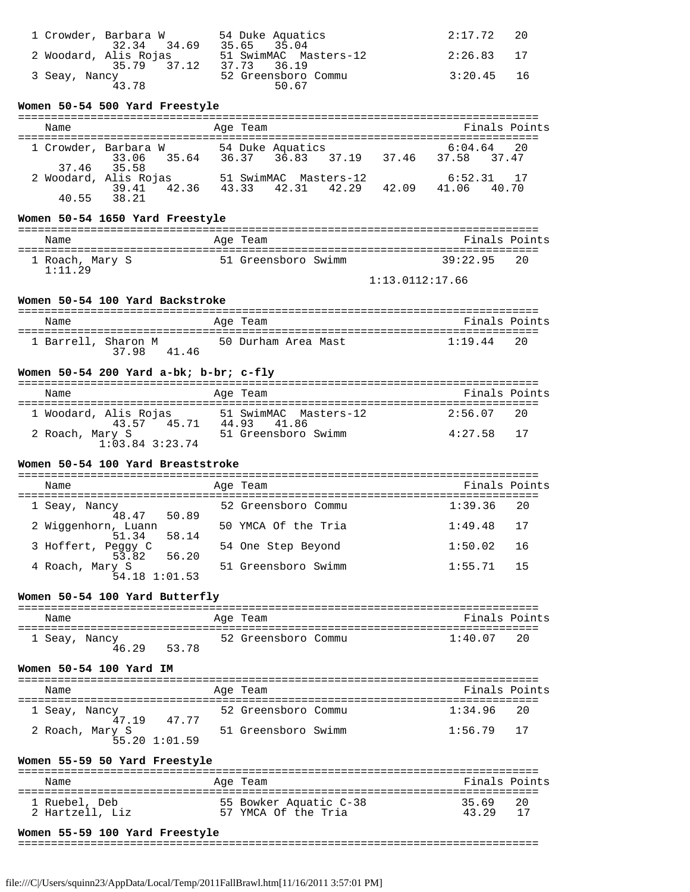| Name | Age | Team | Finals | Points |
|---|---|---|---|---|
| 1 Crowder, Barbara W | 54 | Duke Aquatics | 2:17.72 | 20 |
| 32.34 34.69 35.65 35.04 | | | | |
| 2 Woodard, Alis Rojas | 51 | SwimMAC Masters-12 | 2:26.83 | 17 |
| 35.79 37.12 37.73 36.19 | | | | |
| 3 Seay, Nancy | 52 | Greensboro Commu | 3:20.45 | 16 |
| 43.78 50.67 | | | | |

**Women 50-54 500 Yard Freestyle**

| Name | Age | Team | Finals | Points |
|---|---|---|---|---|
| 1 Crowder, Barbara W | 54 | Duke Aquatics | 6:04.64 | 20 |
| 33.06 35.64 36.37 36.83 37.19 37.46 37.58 37.47 37.46 35.58 | | | | |
| 2 Woodard, Alis Rojas | 51 | SwimMAC Masters-12 | 6:52.31 | 17 |
| 39.41 42.36 43.33 42.31 42.29 42.09 41.06 40.70 40.55 38.21 | | | | |

**Women 50-54 1650 Yard Freestyle**

| Name | Age | Team | Finals | Points |
|---|---|---|---|---|
| 1 Roach, Mary S | 51 | Greensboro Swimm | 39:22.95 | 20 |
| 1:11.29 1:13.0112:17.66 | | | | |

**Women 50-54 100 Yard Backstroke**

| Name | Age | Team | Finals | Points |
|---|---|---|---|---|
| 1 Barrell, Sharon M | 50 | Durham Area Mast | 1:19.44 | 20 |
| 37.98 41.46 | | | | |

**Women 50-54 200 Yard a-bk; b-br; c-fly**

| Name | Age | Team | Finals | Points |
|---|---|---|---|---|
| 1 Woodard, Alis Rojas | 51 | SwimMAC Masters-12 | 2:56.07 | 20 |
| 43.57 45.71 44.93 41.86 | | | | |
| 2 Roach, Mary S | 51 | Greensboro Swimm | 4:27.58 | 17 |
| 1:03.84 3:23.74 | | | | |

**Women 50-54 100 Yard Breaststroke**

| Name | Age | Team | Finals | Points |
|---|---|---|---|---|
| 1 Seay, Nancy | 52 | Greensboro Commu | 1:39.36 | 20 |
| 48.47 50.89 | | | | |
| 2 Wiggenhorn, Luann | 50 | YMCA Of the Tria | 1:49.48 | 17 |
| 51.34 58.14 | | | | |
| 3 Hoffert, Peggy C | 54 | One Step Beyond | 1:50.02 | 16 |
| 53.82 56.20 | | | | |
| 4 Roach, Mary S | 51 | Greensboro Swimm | 1:55.71 | 15 |
| 54.18 1:01.53 | | | | |

**Women 50-54 100 Yard Butterfly**

| Name | Age | Team | Finals | Points |
|---|---|---|---|---|
| 1 Seay, Nancy | 52 | Greensboro Commu | 1:40.07 | 20 |
| 46.29 53.78 | | | | |

**Women 50-54 100 Yard IM**

| Name | Age | Team | Finals | Points |
|---|---|---|---|---|
| 1 Seay, Nancy | 52 | Greensboro Commu | 1:34.96 | 20 |
| 47.19 47.77 | | | | |
| 2 Roach, Mary S | 51 | Greensboro Swimm | 1:56.79 | 17 |
| 55.20 1:01.59 | | | | |

**Women 55-59 50 Yard Freestyle**

| Name | Age | Team | Finals | Points |
|---|---|---|---|---|
| 1 Ruebel, Deb | 55 | Bowker Aquatic C-38 | 35.69 | 20 |
| 2 Hartzell, Liz | 57 | YMCA Of the Tria | 43.29 | 17 |

**Women 55-59 100 Yard Freestyle**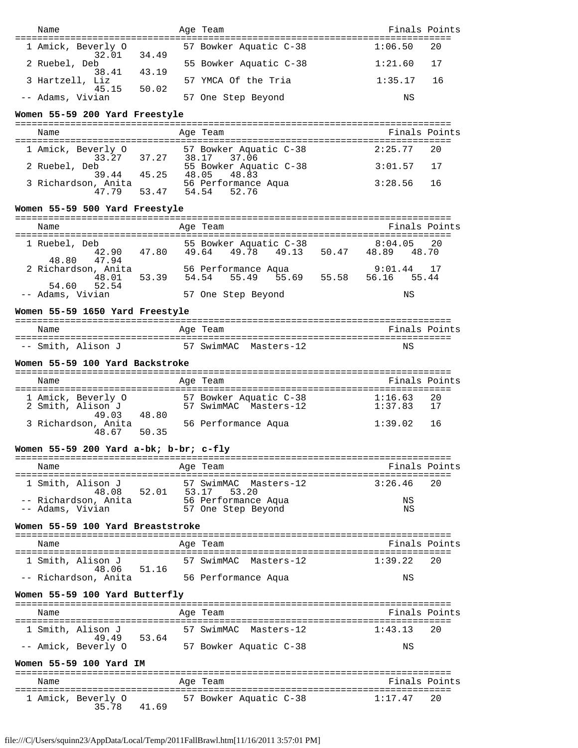| Name | Age | Team | Finals | Points |
|---|---|---|---|---|
| 1 Amick, Beverly O | 57 | Bowker Aquatic C-38 | 1:06.50 | 20 |
| 32.01 34.49 | | | | |
| 2 Ruebel, Deb | 55 | Bowker Aquatic C-38 | 1:21.60 | 17 |
| 38.41 43.19 | | | | |
| 3 Hartzell, Liz | 57 | YMCA Of the Tria | 1:35.17 | 16 |
| 45.15 50.02 | | | | |
| -- Adams, Vivian | 57 | One Step Beyond | NS | |

**Women 55-59 200 Yard Freestyle**

| Name | Age | Team | Finals | Points |
|---|---|---|---|---|
| 1 Amick, Beverly O | 57 | Bowker Aquatic C-38 | 2:25.77 | 20 |
| 33.27 37.27 38.17 37.06 | | | | |
| 2 Ruebel, Deb | 55 | Bowker Aquatic C-38 | 3:01.57 | 17 |
| 39.44 45.25 48.05 48.83 | | | | |
| 3 Richardson, Anita | 56 | Performance Aqua | 3:28.56 | 16 |
| 47.79 53.47 54.54 52.76 | | | | |

**Women 55-59 500 Yard Freestyle**

| Name | Age | Team | Finals | Points |
|---|---|---|---|---|
| 1 Ruebel, Deb | 55 | Bowker Aquatic C-38 | 8:04.05 | 20 |
| 42.90 47.80 49.64 49.78 49.13 50.47 48.89 48.70 48.80 47.94 | | | | |
| 2 Richardson, Anita | 56 | Performance Aqua | 9:01.44 | 17 |
| 48.01 53.39 54.54 55.49 55.69 55.58 56.16 55.44 54.60 52.54 | | | | |
| -- Adams, Vivian | 57 | One Step Beyond | NS | |

**Women 55-59 1650 Yard Freestyle**

| Name | Age | Team | Finals | Points |
|---|---|---|---|---|
| -- Smith, Alison J | 57 | SwimMAC Masters-12 | NS | |

**Women 55-59 100 Yard Backstroke**

| Name | Age | Team | Finals | Points |
|---|---|---|---|---|
| 1 Amick, Beverly O | 57 | Bowker Aquatic C-38 | 1:16.63 | 20 |
| 2 Smith, Alison J | 57 | SwimMAC Masters-12 | 1:37.83 | 17 |
| 49.03 48.80 | | | | |
| 3 Richardson, Anita | 56 | Performance Aqua | 1:39.02 | 16 |
| 48.67 50.35 | | | | |

**Women 55-59 200 Yard a-bk; b-br; c-fly**

| Name | Age | Team | Finals | Points |
|---|---|---|---|---|
| 1 Smith, Alison J | 57 | SwimMAC Masters-12 | 3:26.46 | 20 |
| 48.08 52.01 53.17 53.20 | | | | |
| -- Richardson, Anita | 56 | Performance Aqua | NS | |
| -- Adams, Vivian | 57 | One Step Beyond | NS | |

**Women 55-59 100 Yard Breaststroke**

| Name | Age | Team | Finals | Points |
|---|---|---|---|---|
| 1 Smith, Alison J | 57 | SwimMAC Masters-12 | 1:39.22 | 20 |
| 48.06 51.16 | | | | |
| -- Richardson, Anita | 56 | Performance Aqua | NS | |

**Women 55-59 100 Yard Butterfly**

| Name | Age | Team | Finals | Points |
|---|---|---|---|---|
| 1 Smith, Alison J | 57 | SwimMAC Masters-12 | 1:43.13 | 20 |
| 49.49 53.64 | | | | |
| -- Amick, Beverly O | 57 | Bowker Aquatic C-38 | NS | |

**Women 55-59 100 Yard IM**

| Name | Age | Team | Finals | Points |
|---|---|---|---|---|
| 1 Amick, Beverly O | 57 | Bowker Aquatic C-38 | 1:17.47 | 20 |
| 35.78 41.69 | | | | |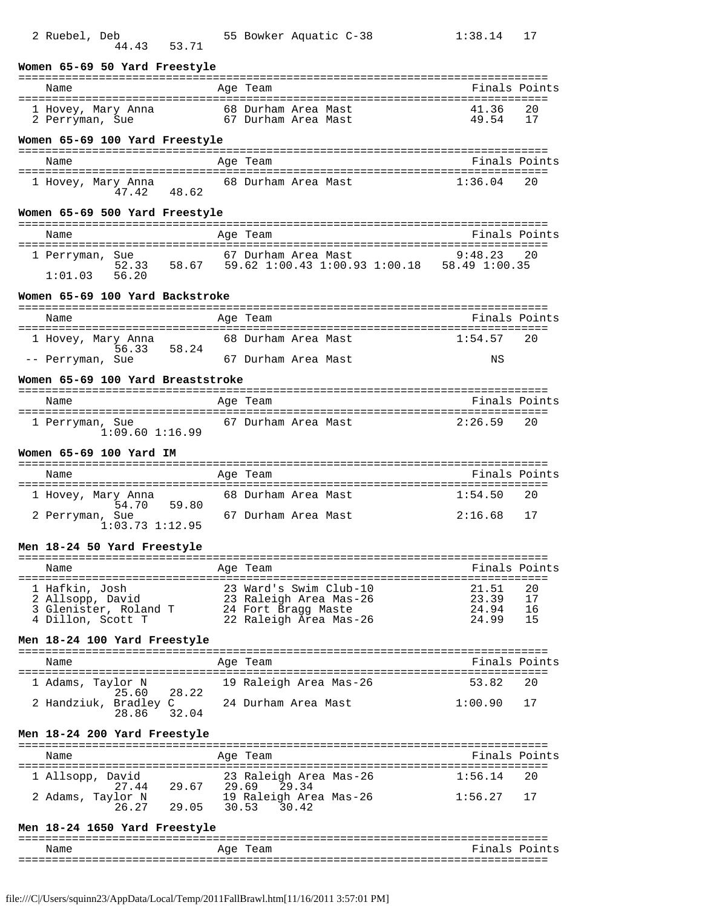| | | | | |
|---|---|---|---|---|
| 2 Ruebel, Deb | 55 | Bowker Aquatic C-38 | 1:38.14 | 17 |
| 44.43 53.71 | | | | |

### Women 65-69 50 Yard Freestyle

| Name | Age | Team | Finals | Points |
|---|---|---|---|---|
| 1 Hovey, Mary Anna | 68 | Durham Area Mast | 41.36 | 20 |
| 2 Perryman, Sue | 67 | Durham Area Mast | 49.54 | 17 |

### Women 65-69 100 Yard Freestyle

| Name | Age | Team | Finals | Points |
|---|---|---|---|---|
| 1 Hovey, Mary Anna | 68 | Durham Area Mast | 1:36.04 | 20 |
| 47.42 48.62 | | | | |

### Women 65-69 500 Yard Freestyle

| Name | Age | Team | Finals | Points |
|---|---|---|---|---|
| 1 Perryman, Sue | 67 | Durham Area Mast | 9:48.23 | 20 |
| 52.33 58.67 59.62 1:00.43 1:00.93 1:00.18 58.49 1:00.35 1:01.03 56.20 | | | | |

### Women 65-69 100 Yard Backstroke

| Name | Age | Team | Finals | Points |
|---|---|---|---|---|
| 1 Hovey, Mary Anna | 68 | Durham Area Mast | 1:54.57 | 20 |
| 56.33 58.24 | | | | |
| -- Perryman, Sue | 67 | Durham Area Mast | NS | |

### Women 65-69 100 Yard Breaststroke

| Name | Age | Team | Finals | Points |
|---|---|---|---|---|
| 1 Perryman, Sue | 67 | Durham Area Mast | 2:26.59 | 20 |
| 1:09.60 1:16.99 | | | | |

### Women 65-69 100 Yard IM

| Name | Age | Team | Finals | Points |
|---|---|---|---|---|
| 1 Hovey, Mary Anna | 68 | Durham Area Mast | 1:54.50 | 20 |
| 54.70 59.80 | | | | |
| 2 Perryman, Sue | 67 | Durham Area Mast | 2:16.68 | 17 |
| 1:03.73 1:12.95 | | | | |

### Men 18-24 50 Yard Freestyle

| Name | Age | Team | Finals | Points |
|---|---|---|---|---|
| 1 Hafkin, Josh | 23 | Ward's Swim Club-10 | 21.51 | 20 |
| 2 Allsopp, David | 23 | Raleigh Area Mas-26 | 23.39 | 17 |
| 3 Glenister, Roland T | 24 | Fort Bragg Maste | 24.94 | 16 |
| 4 Dillon, Scott T | 22 | Raleigh Area Mas-26 | 24.99 | 15 |

### Men 18-24 100 Yard Freestyle

| Name | Age | Team | Finals | Points |
|---|---|---|---|---|
| 1 Adams, Taylor N | 19 | Raleigh Area Mas-26 | 53.82 | 20 |
| 25.60 28.22 | | | | |
| 2 Handziuk, Bradley C | 24 | Durham Area Mast | 1:00.90 | 17 |
| 28.86 32.04 | | | | |

### Men 18-24 200 Yard Freestyle

| Name | Age | Team | Finals | Points |
|---|---|---|---|---|
| 1 Allsopp, David | 23 | Raleigh Area Mas-26 | 1:56.14 | 20 |
| 27.44 29.67 29.69 29.34 | | | | |
| 2 Adams, Taylor N | 19 | Raleigh Area Mas-26 | 1:56.27 | 17 |
| 26.27 29.05 30.53 30.42 | | | | |

### Men 18-24 1650 Yard Freestyle

| Name | Age | Team | Finals | Points |
|---|---|---|---|---|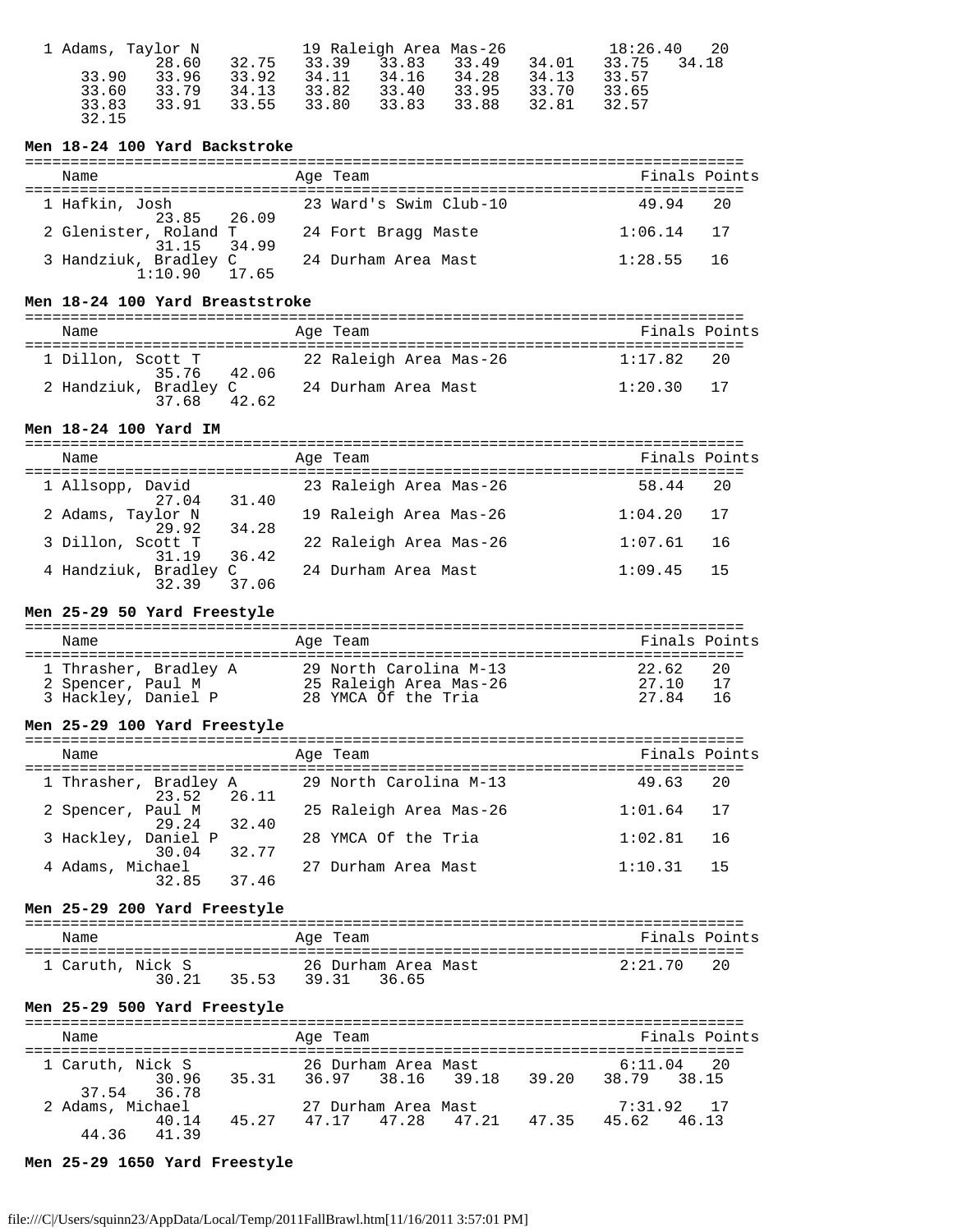| | | | | | | | |
|---|---|---|---|---|---|---|---|
| 1 Adams, Taylor N | | 19 Raleigh Area Mas-26 | | | | 18:26.40 | 20 |
| 28.60 | 32.75 | 33.39 | 33.83 | 33.49 | 34.01 | 33.75 | 34.18 |
| 33.90 | 33.96 | 33.92 | 34.11 | 34.16 | 34.28 | 34.13 | 33.57 |
| 33.60 | 33.79 | 34.13 | 33.82 | 33.40 | 33.95 | 33.70 | 33.65 |
| 33.83 | 33.91 | 33.55 | 33.80 | 33.83 | 33.88 | 32.81 | 32.57 |
| 32.15 | | | | | | | |

**Men 18-24 100 Yard Backstroke**

| Name | Age | Team | Finals | Points |
|---|---|---|---|---|
| 1 Hafkin, Josh | 23 | Ward's Swim Club-10 | 49.94 | 20 |
| 23.85 26.09 | | | | |
| 2 Glenister, Roland T | 24 | Fort Bragg Maste | 1:06.14 | 17 |
| 31.15 34.99 | | | | |
| 3 Handziuk, Bradley C | 24 | Durham Area Mast | 1:28.55 | 16 |
| 1:10.90 17.65 | | | | |

**Men 18-24 100 Yard Breaststroke**

| Name | Age | Team | Finals | Points |
|---|---|---|---|---|
| 1 Dillon, Scott T | 22 | Raleigh Area Mas-26 | 1:17.82 | 20 |
| 35.76 42.06 | | | | |
| 2 Handziuk, Bradley C | 24 | Durham Area Mast | 1:20.30 | 17 |
| 37.68 42.62 | | | | |

**Men 18-24 100 Yard IM**

| Name | Age | Team | Finals | Points |
|---|---|---|---|---|
| 1 Allsopp, David | 23 | Raleigh Area Mas-26 | 58.44 | 20 |
| 27.04 31.40 | | | | |
| 2 Adams, Taylor N | 19 | Raleigh Area Mas-26 | 1:04.20 | 17 |
| 29.92 34.28 | | | | |
| 3 Dillon, Scott T | 22 | Raleigh Area Mas-26 | 1:07.61 | 16 |
| 31.19 36.42 | | | | |
| 4 Handziuk, Bradley C | 24 | Durham Area Mast | 1:09.45 | 15 |
| 32.39 37.06 | | | | |

**Men 25-29 50 Yard Freestyle**

| Name | Age | Team | Finals | Points |
|---|---|---|---|---|
| 1 Thrasher, Bradley A | 29 | North Carolina M-13 | 22.62 | 20 |
| 2 Spencer, Paul M | 25 | Raleigh Area Mas-26 | 27.10 | 17 |
| 3 Hackley, Daniel P | 28 | YMCA Of the Tria | 27.84 | 16 |

**Men 25-29 100 Yard Freestyle**

| Name | Age | Team | Finals | Points |
|---|---|---|---|---|
| 1 Thrasher, Bradley A | 29 | North Carolina M-13 | 49.63 | 20 |
| 23.52 26.11 | | | | |
| 2 Spencer, Paul M | 25 | Raleigh Area Mas-26 | 1:01.64 | 17 |
| 29.24 32.40 | | | | |
| 3 Hackley, Daniel P | 28 | YMCA Of the Tria | 1:02.81 | 16 |
| 30.04 32.77 | | | | |
| 4 Adams, Michael | 27 | Durham Area Mast | 1:10.31 | 15 |
| 32.85 37.46 | | | | |

**Men 25-29 200 Yard Freestyle**

| Name | Age | Team | Finals | Points |
|---|---|---|---|---|
| 1 Caruth, Nick S | 26 | Durham Area Mast | 2:21.70 | 20 |
| 30.21 35.53 39.31 36.65 | | | | |

**Men 25-29 500 Yard Freestyle**

| Name | Age | Team | Finals | Points |
|---|---|---|---|---|
| 1 Caruth, Nick S | 26 | Durham Area Mast | 6:11.04 | 20 |
| 30.96 35.31 36.97 38.16 39.18 39.20 38.79 38.15 | | | | |
| 37.54 36.78 | | | | |
| 2 Adams, Michael | 27 | Durham Area Mast | 7:31.92 | 17 |
| 40.14 45.27 47.17 47.28 47.21 47.35 45.62 46.13 | | | | |
| 44.36 41.39 | | | | |

**Men 25-29 1650 Yard Freestyle**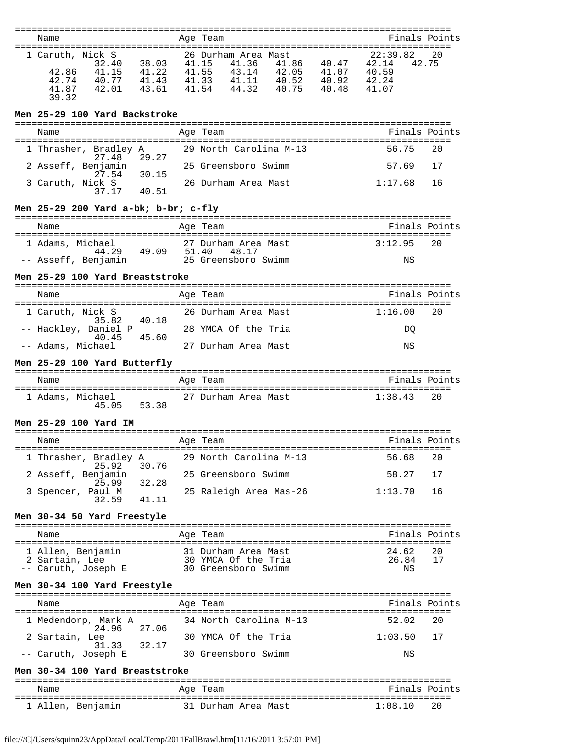| Name | Age | Team | Finals | Points |
|---|---|---|---|---|
| 1 Caruth, Nick S | 26 | Durham Area Mast | 22:39.82 | 20 |

Splits: 32.40 38.03 41.15 41.36 41.86 40.47 42.14 42.75 42.86 41.15 41.22 41.55 43.14 42.05 41.07 40.59 42.74 40.77 41.43 41.33 41.11 40.52 40.92 42.24 41.87 42.01 43.61 41.54 44.32 40.75 40.48 41.07 39.32

**Men 25-29 100 Yard Backstroke**

| Name | Age | Team | Finals | Points | Splits |
|---|---|---|---|---|---|
| 1 Thrasher, Bradley A | 29 | North Carolina M-13 | 56.75 | 20 | 27.48 29.27 |
| 2 Asseff, Benjamin | 25 | Greensboro Swimm | 57.69 | 17 | 27.54 30.15 |
| 3 Caruth, Nick S | 26 | Durham Area Mast | 1:17.68 | 16 | 37.17 40.51 |

**Men 25-29 200 Yard a-bk; b-br; c-fly**

| Name | Age | Team | Finals | Points | Splits |
|---|---|---|---|---|---|
| 1 Adams, Michael | 27 | Durham Area Mast | 3:12.95 | 20 | 44.29 49.09 51.40 48.17 |
| -- Asseff, Benjamin | 25 | Greensboro Swimm | NS | | |

**Men 25-29 100 Yard Breaststroke**

| Name | Age | Team | Finals | Points | Splits |
|---|---|---|---|---|---|
| 1 Caruth, Nick S | 26 | Durham Area Mast | 1:16.00 | 20 | 35.82 40.18 |
| -- Hackley, Daniel P | 28 | YMCA Of the Tria | DQ | | 40.45 45.60 |
| -- Adams, Michael | 27 | Durham Area Mast | NS | | |

**Men 25-29 100 Yard Butterfly**

| Name | Age | Team | Finals | Points | Splits |
|---|---|---|---|---|---|
| 1 Adams, Michael | 27 | Durham Area Mast | 1:38.43 | 20 | 45.05 53.38 |

**Men 25-29 100 Yard IM**

| Name | Age | Team | Finals | Points | Splits |
|---|---|---|---|---|---|
| 1 Thrasher, Bradley A | 29 | North Carolina M-13 | 56.68 | 20 | 25.92 30.76 |
| 2 Asseff, Benjamin | 25 | Greensboro Swimm | 58.27 | 17 | 25.99 32.28 |
| 3 Spencer, Paul M | 25 | Raleigh Area Mas-26 | 1:13.70 | 16 | 32.59 41.11 |

**Men 30-34 50 Yard Freestyle**

| Name | Age | Team | Finals | Points |
|---|---|---|---|---|
| 1 Allen, Benjamin | 31 | Durham Area Mast | 24.62 | 20 |
| 2 Sartain, Lee | 30 | YMCA Of the Tria | 26.84 | 17 |
| -- Caruth, Joseph E | 30 | Greensboro Swimm | NS | |

**Men 30-34 100 Yard Freestyle**

| Name | Age | Team | Finals | Points | Splits |
|---|---|---|---|---|---|
| 1 Medendorp, Mark A | 34 | North Carolina M-13 | 52.02 | 20 | 24.96 27.06 |
| 2 Sartain, Lee | 30 | YMCA Of the Tria | 1:03.50 | 17 | 31.33 32.17 |
| -- Caruth, Joseph E | 30 | Greensboro Swimm | NS | | |

**Men 30-34 100 Yard Breaststroke**

| Name | Age | Team | Finals | Points |
|---|---|---|---|---|
| 1 Allen, Benjamin | 31 | Durham Area Mast | 1:08.10 | 20 |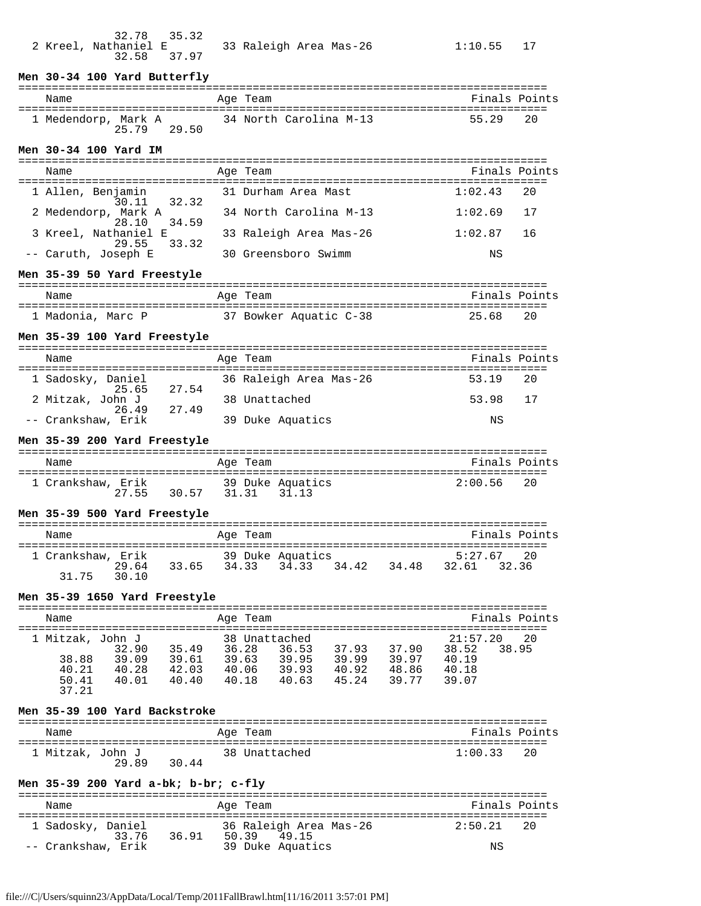```
           32.78   35.32
  2 Kreel, Nathaniel E        33 Raleigh Area Mas-26           1:10.55   17
           32.58   37.97
```

**Men 30-34 100 Yard Butterfly**

```
===============================================================================
    Name                    Age Team                              Finals Points
===============================================================================
  1 Medendorp, Mark A         34 North Carolina M-13             55.29   20
           25.79   29.50
```

**Men 30-34 100 Yard IM**

```
===============================================================================
    Name                    Age Team                              Finals Points
===============================================================================
  1 Allen, Benjamin           31 Durham Area Mast              1:02.43   20
           30.11   32.32
  2 Medendorp, Mark A         34 North Carolina M-13           1:02.69   17
           28.10   34.59
  3 Kreel, Nathaniel E        33 Raleigh Area Mas-26           1:02.87   16
           29.55   33.32
 -- Caruth, Joseph E          30 Greensboro Swimm                   NS
```

**Men 35-39 50 Yard Freestyle**

```
===============================================================================
    Name                    Age Team                              Finals Points
===============================================================================
  1 Madonia, Marc P           37 Bowker Aquatic C-38             25.68   20
```

**Men 35-39 100 Yard Freestyle**

```
===============================================================================
    Name                    Age Team                              Finals Points
===============================================================================
  1 Sadosky, Daniel           36 Raleigh Area Mas-26             53.19   20
           25.65   27.54
  2 Mitzak, John J            38 Unattached                      53.98   17
           26.49   27.49
 -- Crankshaw, Erik           39 Duke Aquatics                      NS
```

**Men 35-39 200 Yard Freestyle**

```
===============================================================================
    Name                    Age Team                              Finals Points
===============================================================================
  1 Crankshaw, Erik           39 Duke Aquatics                 2:00.56   20
           27.55   30.57   31.31   31.13
```

**Men 35-39 500 Yard Freestyle**

```
===============================================================================
    Name                    Age Team                              Finals Points
===============================================================================
  1 Crankshaw, Erik           39 Duke Aquatics                 5:27.67   20
           29.64   33.65   34.33   34.33   34.42   34.48   32.61   32.36
     31.75   30.10
```

**Men 35-39 1650 Yard Freestyle**

```
===============================================================================
    Name                    Age Team                              Finals Points
===============================================================================
  1 Mitzak, John J            38 Unattached                   21:57.20   20
           32.90   35.49   36.28   36.53   37.93   37.90   38.52   38.95
     38.88   39.09   39.61   39.63   39.95   39.99   39.97   40.19
     40.21   40.28   42.03   40.06   39.93   40.92   48.86   40.18
     50.41   40.01   40.40   40.18   40.63   45.24   39.77   39.07
     37.21
```

**Men 35-39 100 Yard Backstroke**

```
===============================================================================
    Name                    Age Team                              Finals Points
===============================================================================
  1 Mitzak, John J            38 Unattached                    1:00.33   20
           29.89   30.44
```

**Men 35-39 200 Yard a-bk; b-br; c-fly**

```
===============================================================================
    Name                    Age Team                              Finals Points
===============================================================================
  1 Sadosky, Daniel           36 Raleigh Area Mas-26           2:50.21   20
           33.76   36.91   50.39   49.15
 -- Crankshaw, Erik           39 Duke Aquatics                      NS
```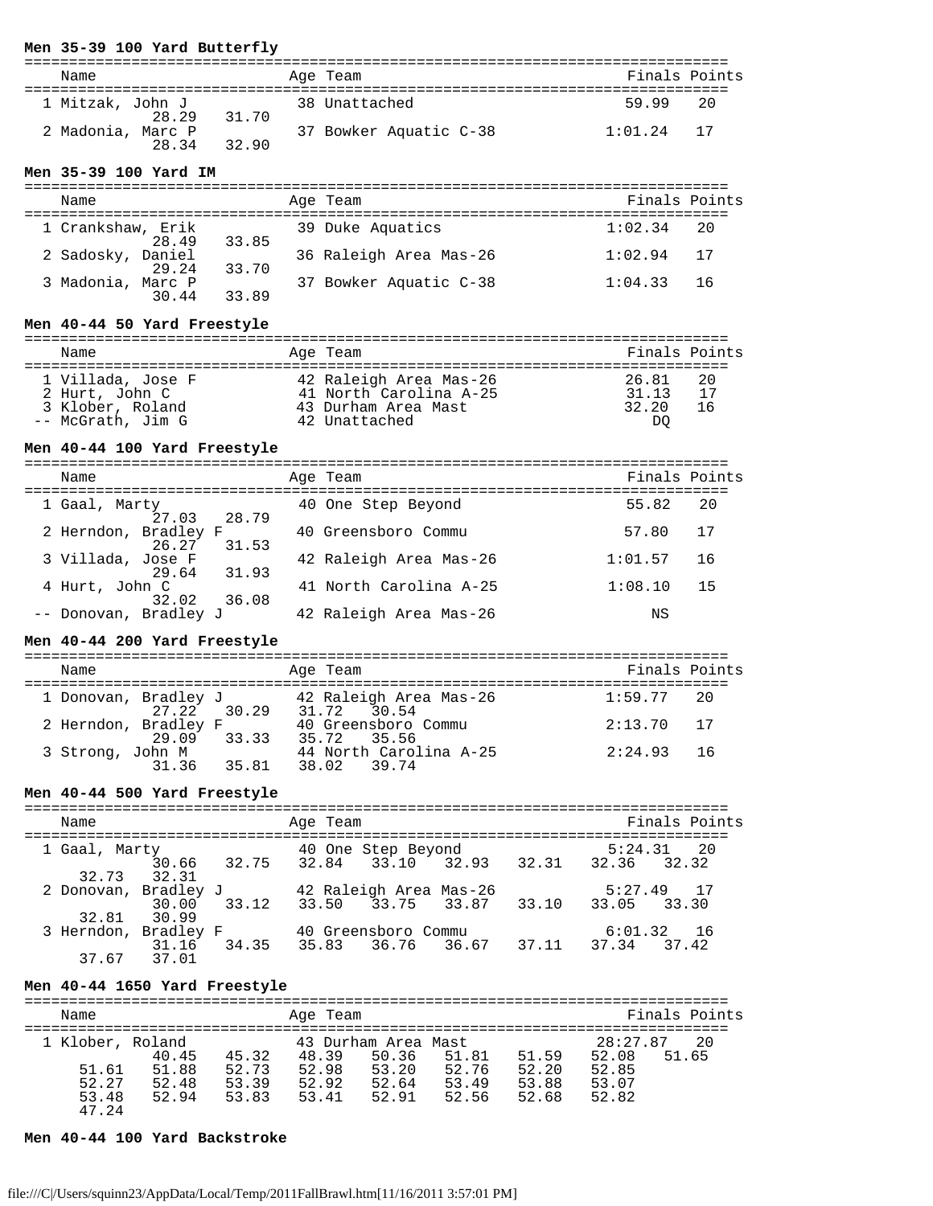**Men 35-39 100 Yard Butterfly**

| Name | Age | Team | Finals | Points |
|---|---|---|---|---|
| 1 Mitzak, John J | 38 | Unattached | 59.99 | 20 |
| 28.29 31.70 | | | | |
| 2 Madonia, Marc P | 37 | Bowker Aquatic C-38 | 1:01.24 | 17 |
| 28.34 32.90 | | | | |

**Men 35-39 100 Yard IM**

| Name | Age | Team | Finals | Points |
|---|---|---|---|---|
| 1 Crankshaw, Erik | 39 | Duke Aquatics | 1:02.34 | 20 |
| 28.49 33.85 | | | | |
| 2 Sadosky, Daniel | 36 | Raleigh Area Mas-26 | 1:02.94 | 17 |
| 29.24 33.70 | | | | |
| 3 Madonia, Marc P | 37 | Bowker Aquatic C-38 | 1:04.33 | 16 |
| 30.44 33.89 | | | | |

**Men 40-44 50 Yard Freestyle**

| Name | Age | Team | Finals | Points |
|---|---|---|---|---|
| 1 Villada, Jose F | 42 | Raleigh Area Mas-26 | 26.81 | 20 |
| 2 Hurt, John C | 41 | North Carolina A-25 | 31.13 | 17 |
| 3 Klober, Roland | 43 | Durham Area Mast | 32.20 | 16 |
| -- McGrath, Jim G | 42 | Unattached | DQ | |

**Men 40-44 100 Yard Freestyle**

| Name | Age | Team | Finals | Points |
|---|---|---|---|---|
| 1 Gaal, Marty | 40 | One Step Beyond | 55.82 | 20 |
| 27.03 28.79 | | | | |
| 2 Herndon, Bradley F | 40 | Greensboro Commu | 57.80 | 17 |
| 26.27 31.53 | | | | |
| 3 Villada, Jose F | 42 | Raleigh Area Mas-26 | 1:01.57 | 16 |
| 29.64 31.93 | | | | |
| 4 Hurt, John C | 41 | North Carolina A-25 | 1:08.10 | 15 |
| 32.02 36.08 | | | | |
| -- Donovan, Bradley J | 42 | Raleigh Area Mas-26 | NS | |

**Men 40-44 200 Yard Freestyle**

| Name | Age | Team | Finals | Points |
|---|---|---|---|---|
| 1 Donovan, Bradley J | 42 | Raleigh Area Mas-26 | 1:59.77 | 20 |
| 27.22 30.29 31.72 30.54 | | | | |
| 2 Herndon, Bradley F | 40 | Greensboro Commu | 2:13.70 | 17 |
| 29.09 33.33 35.72 35.56 | | | | |
| 3 Strong, John M | 44 | North Carolina A-25 | 2:24.93 | 16 |
| 31.36 35.81 38.02 39.74 | | | | |

**Men 40-44 500 Yard Freestyle**

| Name | Age | Team | Finals | Points |
|---|---|---|---|---|
| 1 Gaal, Marty | 40 | One Step Beyond | 5:24.31 | 20 |
| 30.66 32.75 32.84 33.10 32.93 32.31 32.36 32.32 32.73 32.31 | | | | |
| 2 Donovan, Bradley J | 42 | Raleigh Area Mas-26 | 5:27.49 | 17 |
| 30.00 33.12 33.50 33.75 33.87 33.10 33.05 33.30 32.81 30.99 | | | | |
| 3 Herndon, Bradley F | 40 | Greensboro Commu | 6:01.32 | 16 |
| 31.16 34.35 35.83 36.76 36.67 37.11 37.34 37.42 37.67 37.01 | | | | |

**Men 40-44 1650 Yard Freestyle**

| Name | Age | Team | Finals | Points |
|---|---|---|---|---|
| 1 Klober, Roland | 43 | Durham Area Mast | 28:27.87 | 20 |
| 40.45 45.32 48.39 50.36 51.81 51.59 52.08 51.65 | | | | |
| 51.61 51.88 52.73 52.98 53.20 52.76 52.20 52.85 | | | | |
| 52.27 52.48 53.39 52.92 52.64 53.49 53.88 53.07 | | | | |
| 53.48 52.94 53.83 53.41 52.91 52.56 52.68 52.82 | | | | |
| 47.24 | | | | |

**Men 40-44 100 Yard Backstroke**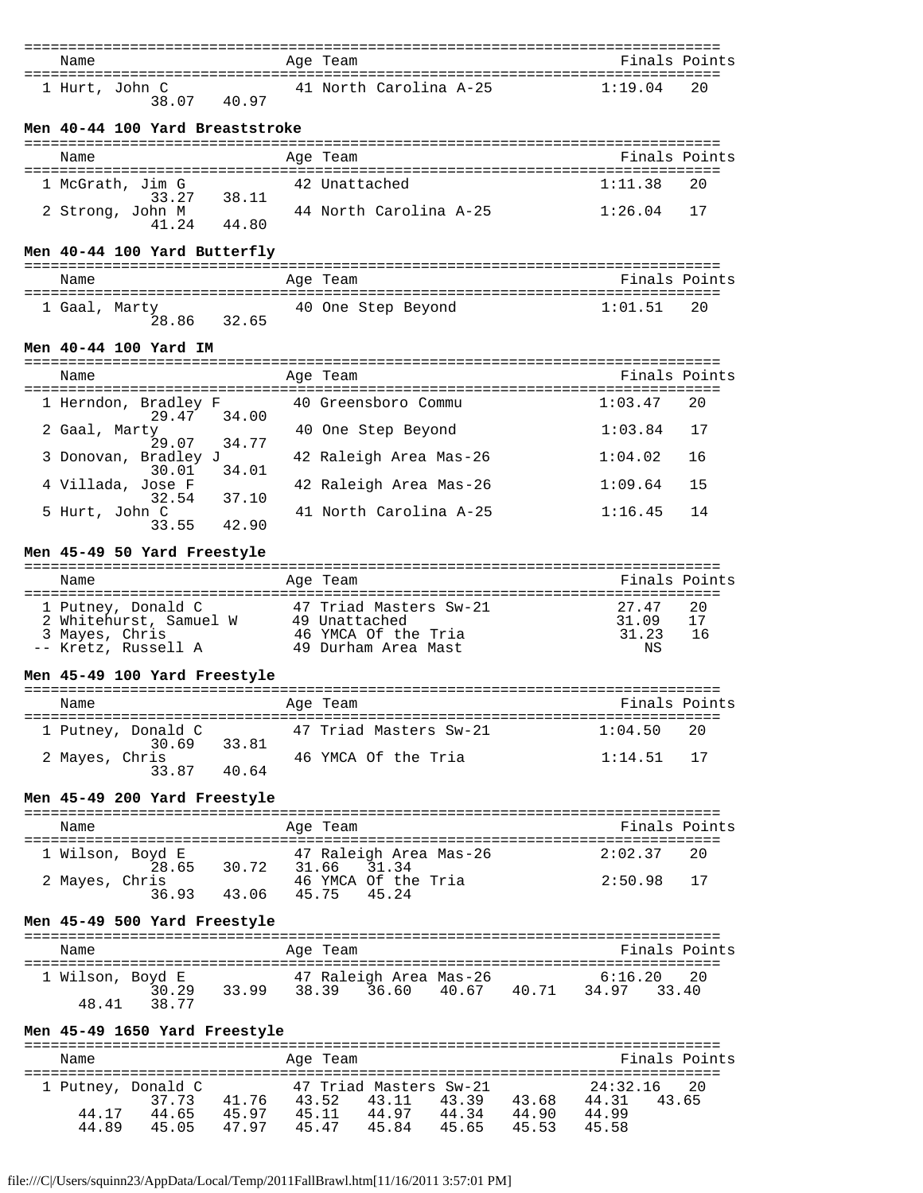| Name | Age | Team | Finals | Points |
|---|---|---|---|---|
| 1 Hurt, John C | 41 | North Carolina A-25 | 1:19.04 | 20 |
| 38.07 40.97 | | | | |

**Men 40-44 100 Yard Breaststroke**

| Name | Age | Team | Finals | Points |
|---|---|---|---|---|
| 1 McGrath, Jim G | 42 | Unattached | 1:11.38 | 20 |
| 33.27 38.11 | | | | |
| 2 Strong, John M | 44 | North Carolina A-25 | 1:26.04 | 17 |
| 41.24 44.80 | | | | |

**Men 40-44 100 Yard Butterfly**

| Name | Age | Team | Finals | Points |
|---|---|---|---|---|
| 1 Gaal, Marty | 40 | One Step Beyond | 1:01.51 | 20 |
| 28.86 32.65 | | | | |

**Men 40-44 100 Yard IM**

| Name | Age | Team | Finals | Points |
|---|---|---|---|---|
| 1 Herndon, Bradley F | 40 | Greensboro Commu | 1:03.47 | 20 |
| 29.47 34.00 | | | | |
| 2 Gaal, Marty | 40 | One Step Beyond | 1:03.84 | 17 |
| 29.07 34.77 | | | | |
| 3 Donovan, Bradley J | 42 | Raleigh Area Mas-26 | 1:04.02 | 16 |
| 30.01 34.01 | | | | |
| 4 Villada, Jose F | 42 | Raleigh Area Mas-26 | 1:09.64 | 15 |
| 32.54 37.10 | | | | |
| 5 Hurt, John C | 41 | North Carolina A-25 | 1:16.45 | 14 |
| 33.55 42.90 | | | | |

**Men 45-49 50 Yard Freestyle**

| Name | Age | Team | Finals | Points |
|---|---|---|---|---|
| 1 Putney, Donald C | 47 | Triad Masters Sw-21 | 27.47 | 20 |
| 2 Whitehurst, Samuel W | 49 | Unattached | 31.09 | 17 |
| 3 Mayes, Chris | 46 | YMCA Of the Tria | 31.23 | 16 |
| -- Kretz, Russell A | 49 | Durham Area Mast | NS | |

**Men 45-49 100 Yard Freestyle**

| Name | Age | Team | Finals | Points |
|---|---|---|---|---|
| 1 Putney, Donald C | 47 | Triad Masters Sw-21 | 1:04.50 | 20 |
| 30.69 33.81 | | | | |
| 2 Mayes, Chris | 46 | YMCA Of the Tria | 1:14.51 | 17 |
| 33.87 40.64 | | | | |

**Men 45-49 200 Yard Freestyle**

| Name | Age | Team | Finals | Points |
|---|---|---|---|---|
| 1 Wilson, Boyd E | 47 | Raleigh Area Mas-26 | 2:02.37 | 20 |
| 28.65 30.72 31.66 31.34 | | | | |
| 2 Mayes, Chris | 46 | YMCA Of the Tria | 2:50.98 | 17 |
| 36.93 43.06 45.75 45.24 | | | | |

**Men 45-49 500 Yard Freestyle**

| Name | Age | Team | Finals | Points |
|---|---|---|---|---|
| 1 Wilson, Boyd E | 47 | Raleigh Area Mas-26 | 6:16.20 | 20 |
| 30.29 33.99 38.39 36.60 40.67 40.71 34.97 33.40 48.41 38.77 | | | | |

**Men 45-49 1650 Yard Freestyle**

| Name | Age | Team | Finals | Points |
|---|---|---|---|---|
| 1 Putney, Donald C | 47 | Triad Masters Sw-21 | 24:32.16 | 20 |
| 37.73 41.76 43.52 43.11 43.39 43.68 44.31 43.65 44.17 44.65 45.97 45.11 44.97 44.34 44.90 44.99 44.89 45.05 47.97 45.47 45.84 45.65 45.53 45.58 | | | | |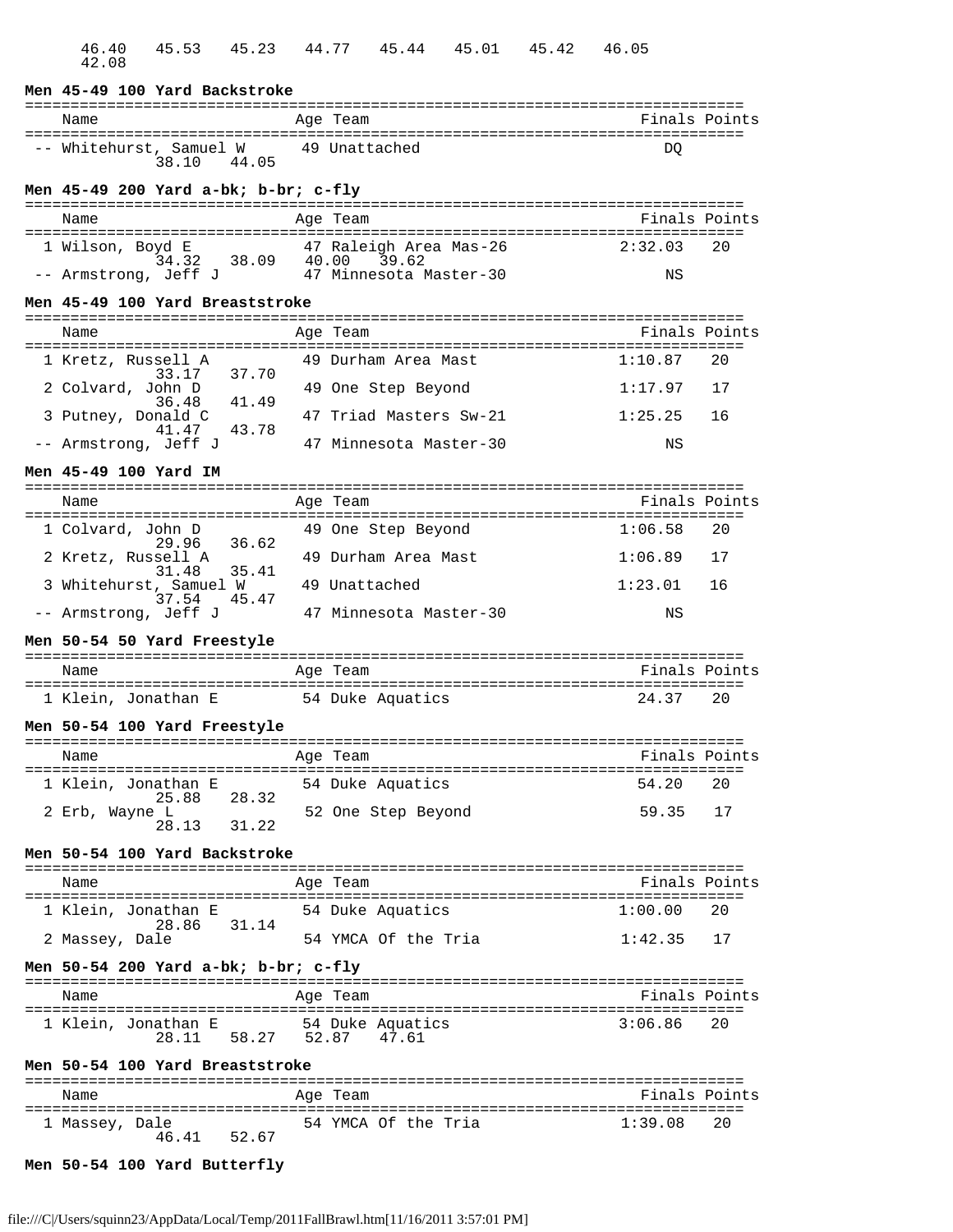46.40 45.53 45.23 44.77 45.44 45.01 45.42 46.05
42.08

**Men 45-49 100 Yard Backstroke**

| Name | Age | Team | Finals | Points |
|---|---|---|---|---|
| -- Whitehurst, Samuel W | 49 | Unattached | DQ | |
| 38.10 44.05 | | | | |

**Men 45-49 200 Yard a-bk; b-br; c-fly**

| Name | Age | Team | Finals | Points |
|---|---|---|---|---|
| 1 Wilson, Boyd E | 47 | Raleigh Area Mas-26 | 2:32.03 | 20 |
| 34.32 38.09 40.00 39.62 | | | | |
| -- Armstrong, Jeff J | 47 | Minnesota Master-30 | NS | |

**Men 45-49 100 Yard Breaststroke**

| Name | Age | Team | Finals | Points |
|---|---|---|---|---|
| 1 Kretz, Russell A | 49 | Durham Area Mast | 1:10.87 | 20 |
| 33.17 37.70 | | | | |
| 2 Colvard, John D | 49 | One Step Beyond | 1:17.97 | 17 |
| 36.48 41.49 | | | | |
| 3 Putney, Donald C | 47 | Triad Masters Sw-21 | 1:25.25 | 16 |
| 41.47 43.78 | | | | |
| -- Armstrong, Jeff J | 47 | Minnesota Master-30 | NS | |

**Men 45-49 100 Yard IM**

| Name | Age | Team | Finals | Points |
|---|---|---|---|---|
| 1 Colvard, John D | 49 | One Step Beyond | 1:06.58 | 20 |
| 29.96 36.62 | | | | |
| 2 Kretz, Russell A | 49 | Durham Area Mast | 1:06.89 | 17 |
| 31.48 35.41 | | | | |
| 3 Whitehurst, Samuel W | 49 | Unattached | 1:23.01 | 16 |
| 37.54 45.47 | | | | |
| -- Armstrong, Jeff J | 47 | Minnesota Master-30 | NS | |

**Men 50-54 50 Yard Freestyle**

| Name | Age | Team | Finals | Points |
|---|---|---|---|---|
| 1 Klein, Jonathan E | 54 | Duke Aquatics | 24.37 | 20 |

**Men 50-54 100 Yard Freestyle**

| Name | Age | Team | Finals | Points |
|---|---|---|---|---|
| 1 Klein, Jonathan E | 54 | Duke Aquatics | 54.20 | 20 |
| 25.88 28.32 | | | | |
| 2 Erb, Wayne L | 52 | One Step Beyond | 59.35 | 17 |
| 28.13 31.22 | | | | |

**Men 50-54 100 Yard Backstroke**

| Name | Age | Team | Finals | Points |
|---|---|---|---|---|
| 1 Klein, Jonathan E | 54 | Duke Aquatics | 1:00.00 | 20 |
| 28.86 31.14 | | | | |
| 2 Massey, Dale | 54 | YMCA Of the Tria | 1:42.35 | 17 |

**Men 50-54 200 Yard a-bk; b-br; c-fly**

| Name | Age | Team | Finals | Points |
|---|---|---|---|---|
| 1 Klein, Jonathan E | 54 | Duke Aquatics | 3:06.86 | 20 |
| 28.11 58.27 52.87 47.61 | | | | |

**Men 50-54 100 Yard Breaststroke**

| Name | Age | Team | Finals | Points |
|---|---|---|---|---|
| 1 Massey, Dale | 54 | YMCA Of the Tria | 1:39.08 | 20 |
| 46.41 52.67 | | | | |

**Men 50-54 100 Yard Butterfly**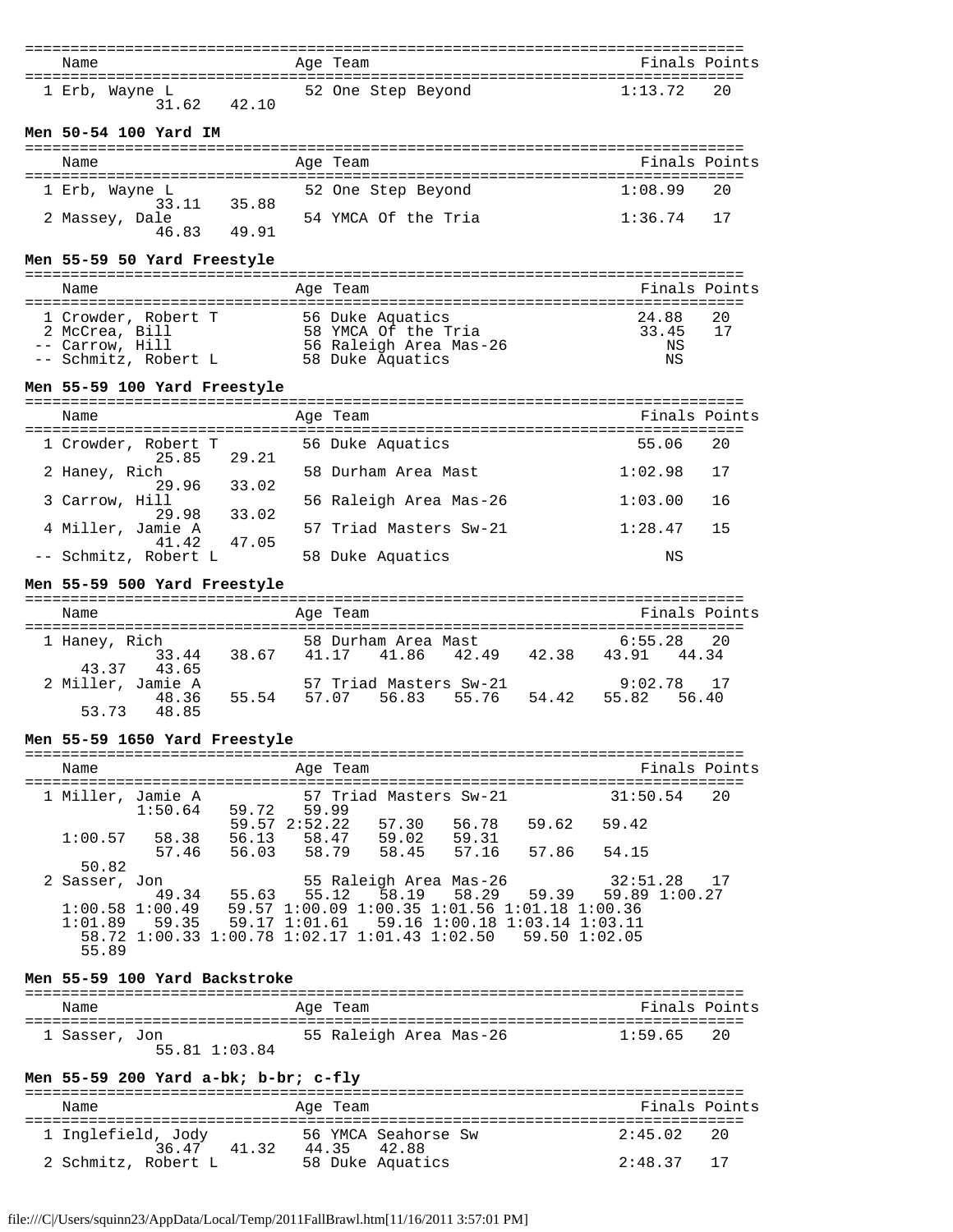| Name | Age | Team | Finals | Points |
|---|---|---|---|---|
| 1 Erb, Wayne L | 52 | One Step Beyond | 1:13.72 | 20 |
| 31.62 42.10 | | | | |

**Men 50-54 100 Yard IM**

| Name | Age | Team | Finals | Points |
|---|---|---|---|---|
| 1 Erb, Wayne L | 52 | One Step Beyond | 1:08.99 | 20 |
| 33.11 35.88 | | | | |
| 2 Massey, Dale | 54 | YMCA Of the Tria | 1:36.74 | 17 |
| 46.83 49.91 | | | | |

**Men 55-59 50 Yard Freestyle**

| Name | Age | Team | Finals | Points |
|---|---|---|---|---|
| 1 Crowder, Robert T | 56 | Duke Aquatics | 24.88 | 20 |
| 2 McCrea, Bill | 58 | YMCA Of the Tria | 33.45 | 17 |
| -- Carrow, Hill | 56 | Raleigh Area Mas-26 | NS | |
| -- Schmitz, Robert L | 58 | Duke Aquatics | NS | |

**Men 55-59 100 Yard Freestyle**

| Name | Age | Team | Finals | Points |
|---|---|---|---|---|
| 1 Crowder, Robert T | 56 | Duke Aquatics | 55.06 | 20 |
| 25.85 29.21 | | | | |
| 2 Haney, Rich | 58 | Durham Area Mast | 1:02.98 | 17 |
| 29.96 33.02 | | | | |
| 3 Carrow, Hill | 56 | Raleigh Area Mas-26 | 1:03.00 | 16 |
| 29.98 33.02 | | | | |
| 4 Miller, Jamie A | 57 | Triad Masters Sw-21 | 1:28.47 | 15 |
| 41.42 47.05 | | | | |
| -- Schmitz, Robert L | 58 | Duke Aquatics | NS | |

**Men 55-59 500 Yard Freestyle**

| Name | Age | Team | Finals | Points |
|---|---|---|---|---|
| 1 Haney, Rich | 58 | Durham Area Mast | 6:55.28 | 20 |
| 33.44 38.67 41.17 41.86 42.49 42.38 43.91 44.34 43.37 43.65 | | | | |
| 2 Miller, Jamie A | 57 | Triad Masters Sw-21 | 9:02.78 | 17 |
| 48.36 55.54 57.07 56.83 55.76 54.42 55.82 56.40 53.73 48.85 | | | | |

**Men 55-59 1650 Yard Freestyle**

| Name | Age | Team | Finals | Points |
|---|---|---|---|---|
| 1 Miller, Jamie A | 57 | Triad Masters Sw-21 | 31:50.54 | 20 |
| 1:50.64 59.72 59.99 59.57 2:52.22 57.30 56.78 59.62 59.42 1:00.57 58.38 56.13 58.47 59.02 59.31 57.46 56.03 58.79 58.45 57.16 57.86 54.15 50.82 | | | | |
| 2 Sasser, Jon | 55 | Raleigh Area Mas-26 | 32:51.28 | 17 |
| 49.34 55.63 55.12 58.19 58.29 59.39 59.89 1:00.27 1:00.58 1:00.49 59.57 1:00.09 1:00.35 1:01.56 1:01.18 1:00.36 1:01.89 59.35 59.17 1:01.61 59.16 1:00.18 1:03.14 1:03.11 58.72 1:00.33 1:00.78 1:02.17 1:01.43 1:02.50 59.50 1:02.05 55.89 | | | | |

**Men 55-59 100 Yard Backstroke**

| Name | Age | Team | Finals | Points |
|---|---|---|---|---|
| 1 Sasser, Jon | 55 | Raleigh Area Mas-26 | 1:59.65 | 20 |
| 55.81 1:03.84 | | | | |

**Men 55-59 200 Yard a-bk; b-br; c-fly**

| Name | Age | Team | Finals | Points |
|---|---|---|---|---|
| 1 Inglefield, Jody | 56 | YMCA Seahorse Sw | 2:45.02 | 20 |
| 36.47 41.32 44.35 42.88 | | | | |
| 2 Schmitz, Robert L | 58 | Duke Aquatics | 2:48.37 | 17 |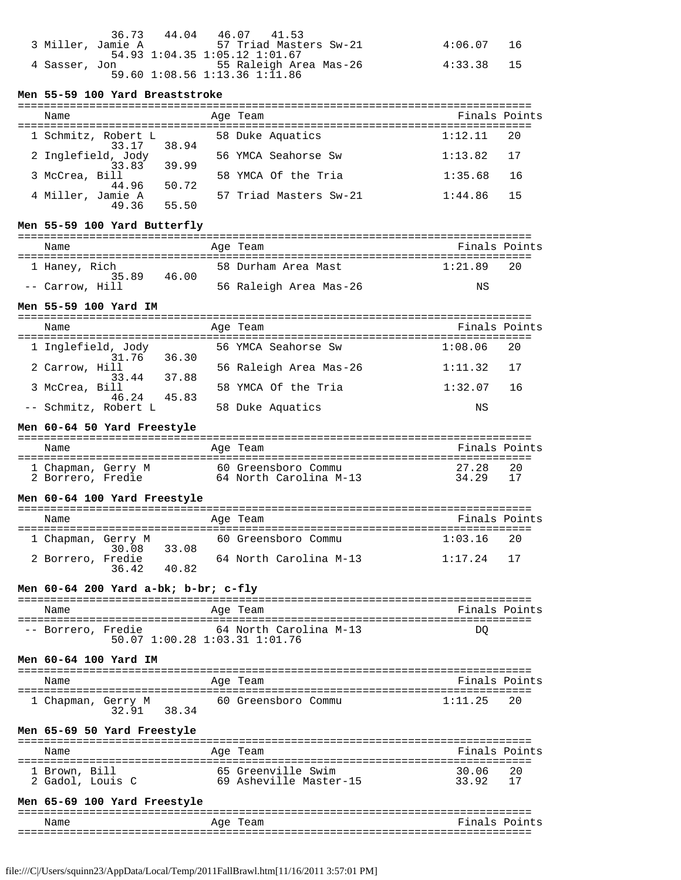| Name | Age | Team | Finals | Points |
|---|---|---|---|---|
| | | | | |
| 36.73 44.04 46.07 41.53 | | | | |
| 3 Miller, Jamie A | 57 | Triad Masters Sw-21 | 4:06.07 | 16 |
| 54.93 1:04.35 1:05.12 1:01.67 | | | | |
| 4 Sasser, Jon | 55 | Raleigh Area Mas-26 | 4:33.38 | 15 |
| 59.60 1:08.56 1:13.36 1:11.86 | | | | |

**Men 55-59 100 Yard Breaststroke**

| Name | Age | Team | Finals | Points |
|---|---|---|---|---|
| 1 Schmitz, Robert L | 58 | Duke Aquatics | 1:12.11 | 20 |
| 33.17 38.94 | | | | |
| 2 Inglefield, Jody | 56 | YMCA Seahorse Sw | 1:13.82 | 17 |
| 33.83 39.99 | | | | |
| 3 McCrea, Bill | 58 | YMCA Of the Tria | 1:35.68 | 16 |
| 44.96 50.72 | | | | |
| 4 Miller, Jamie A | 57 | Triad Masters Sw-21 | 1:44.86 | 15 |
| 49.36 55.50 | | | | |

**Men 55-59 100 Yard Butterfly**

| Name | Age | Team | Finals | Points |
|---|---|---|---|---|
| 1 Haney, Rich | 58 | Durham Area Mast | 1:21.89 | 20 |
| 35.89 46.00 | | | | |
| -- Carrow, Hill | 56 | Raleigh Area Mas-26 | NS | |

**Men 55-59 100 Yard IM**

| Name | Age | Team | Finals | Points |
|---|---|---|---|---|
| 1 Inglefield, Jody | 56 | YMCA Seahorse Sw | 1:08.06 | 20 |
| 31.76 36.30 | | | | |
| 2 Carrow, Hill | 56 | Raleigh Area Mas-26 | 1:11.32 | 17 |
| 33.44 37.88 | | | | |
| 3 McCrea, Bill | 58 | YMCA Of the Tria | 1:32.07 | 16 |
| 46.24 45.83 | | | | |
| -- Schmitz, Robert L | 58 | Duke Aquatics | NS | |

**Men 60-64 50 Yard Freestyle**

| Name | Age | Team | Finals | Points |
|---|---|---|---|---|
| 1 Chapman, Gerry M | 60 | Greensboro Commu | 27.28 | 20 |
| 2 Borrero, Fredie | 64 | North Carolina M-13 | 34.29 | 17 |

**Men 60-64 100 Yard Freestyle**

| Name | Age | Team | Finals | Points |
|---|---|---|---|---|
| 1 Chapman, Gerry M | 60 | Greensboro Commu | 1:03.16 | 20 |
| 30.08 33.08 | | | | |
| 2 Borrero, Fredie | 64 | North Carolina M-13 | 1:17.24 | 17 |
| 36.42 40.82 | | | | |

**Men 60-64 200 Yard a-bk; b-br; c-fly**

| Name | Age | Team | Finals | Points |
|---|---|---|---|---|
| -- Borrero, Fredie | 64 | North Carolina M-13 | DQ | |
| 50.07 1:00.28 1:03.31 1:01.76 | | | | |

**Men 60-64 100 Yard IM**

| Name | Age | Team | Finals | Points |
|---|---|---|---|---|
| 1 Chapman, Gerry M | 60 | Greensboro Commu | 1:11.25 | 20 |
| 32.91 38.34 | | | | |

**Men 65-69 50 Yard Freestyle**

| Name | Age | Team | Finals | Points |
|---|---|---|---|---|
| 1 Brown, Bill | 65 | Greenville Swim | 30.06 | 20 |
| 2 Gadol, Louis C | 69 | Asheville Master-15 | 33.92 | 17 |

**Men 65-69 100 Yard Freestyle**

| Name | Age | Team | Finals | Points |
|---|---|---|---|---|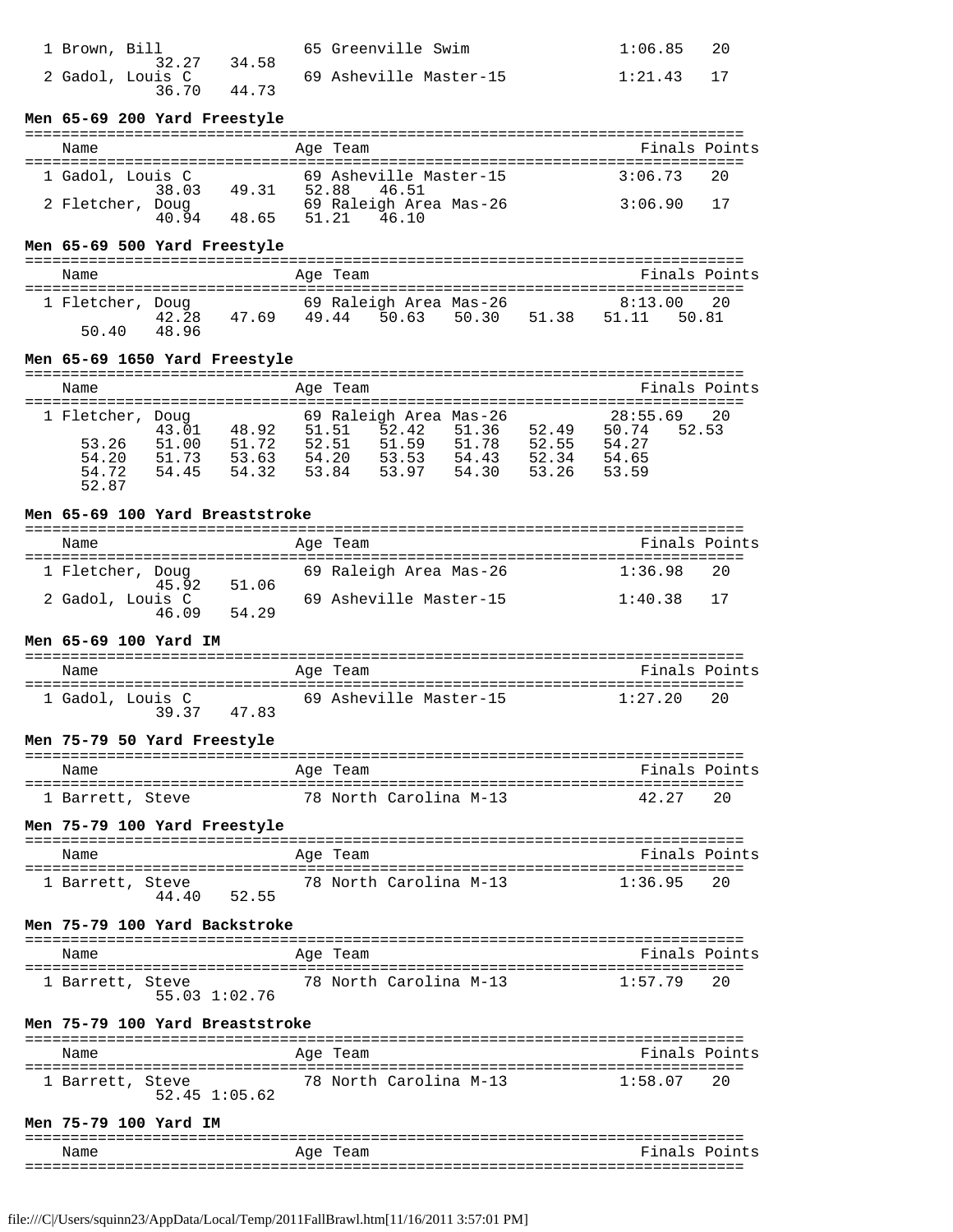```
  1 Brown, Bill               65 Greenville Swim              1:06.85   20
            32.27   34.58
  2 Gadol, Louis C            69 Asheville Master-15          1:21.43   17
            36.70   44.73
```

**Men 65-69 200 Yard Freestyle**

```
===============================================================================
    Name                    Age Team                            Finals Points
===============================================================================
  1 Gadol, Louis C            69 Asheville Master-15          3:06.73   20
            38.03   49.31   52.88   46.51
  2 Fletcher, Doug            69 Raleigh Area Mas-26          3:06.90   17
            40.94   48.65   51.21   46.10
```

**Men 65-69 500 Yard Freestyle**

```
===============================================================================
    Name                    Age Team                            Finals Points
===============================================================================
  1 Fletcher, Doug            69 Raleigh Area Mas-26          8:13.00   20
            42.28   47.69   49.44   50.63   50.30   51.38   51.11   50.81
    50.40   48.96
```

**Men 65-69 1650 Yard Freestyle**

```
===============================================================================
    Name                    Age Team                            Finals Points
===============================================================================
  1 Fletcher, Doug            69 Raleigh Area Mas-26         28:55.69   20
            43.01   48.92   51.51   52.42   51.36   52.49   50.74   52.53
    53.26   51.00   51.72   52.51   51.59   51.78   52.55   54.27
    54.20   51.73   53.63   54.20   53.53   54.43   52.34   54.65
    54.72   54.45   54.32   53.84   53.97   54.30   53.26   53.59
    52.87
```

**Men 65-69 100 Yard Breaststroke**

```
===============================================================================
    Name                    Age Team                            Finals Points
===============================================================================
  1 Fletcher, Doug            69 Raleigh Area Mas-26          1:36.98   20
            45.92   51.06
  2 Gadol, Louis C            69 Asheville Master-15          1:40.38   17
            46.09   54.29
```

**Men 65-69 100 Yard IM**

```
===============================================================================
    Name                    Age Team                            Finals Points
===============================================================================
  1 Gadol, Louis C            69 Asheville Master-15          1:27.20   20
            39.37   47.83
```

**Men 75-79 50 Yard Freestyle**

```
===============================================================================
    Name                    Age Team                            Finals Points
===============================================================================
  1 Barrett, Steve            78 North Carolina M-13            42.27   20
```

**Men 75-79 100 Yard Freestyle**

```
===============================================================================
    Name                    Age Team                            Finals Points
===============================================================================
  1 Barrett, Steve            78 North Carolina M-13          1:36.95   20
            44.40   52.55
```

**Men 75-79 100 Yard Backstroke**

```
===============================================================================
    Name                    Age Team                            Finals Points
===============================================================================
  1 Barrett, Steve            78 North Carolina M-13          1:57.79   20
            55.03 1:02.76
```

**Men 75-79 100 Yard Breaststroke**

```
===============================================================================
    Name                    Age Team                            Finals Points
===============================================================================
  1 Barrett, Steve            78 North Carolina M-13          1:58.07   20
            52.45 1:05.62
```

**Men 75-79 100 Yard IM**

```
===============================================================================
    Name                    Age Team                            Finals Points
===============================================================================
```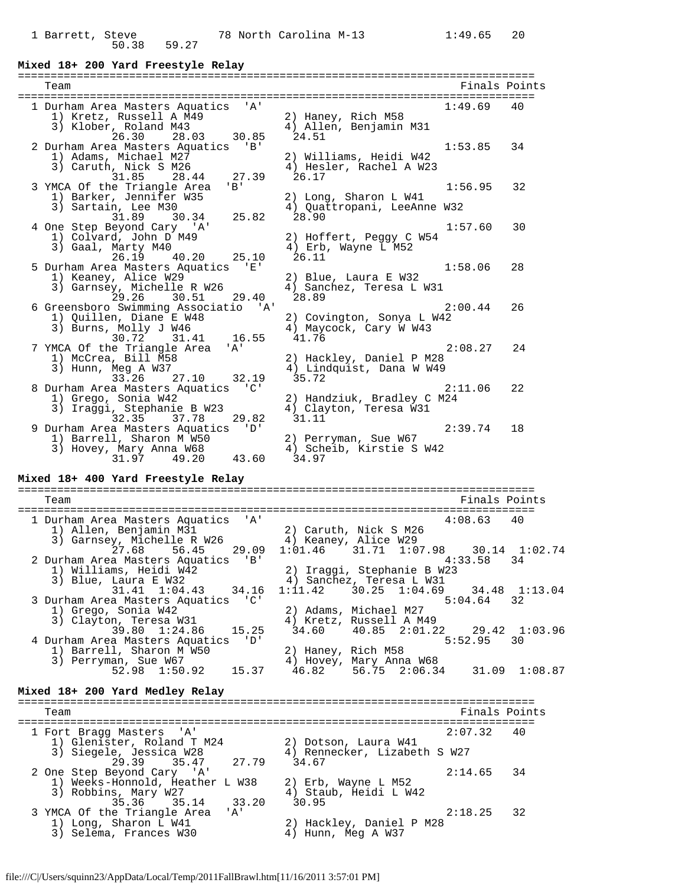```
  1 Barrett, Steve            78 North Carolina M-13           1:49.65   20
            50.38   59.27
```

**Mixed 18+ 200 Yard Freestyle Relay**

```
===============================================================================
    Team                                                      Finals Points
===============================================================================
  1 Durham Area Masters Aquatics  'A'                          1:49.69   40
     1) Kretz, Russell A M49           2) Haney, Rich M58
     3) Klober, Roland M43             4) Allen, Benjamin M31
            26.30    28.03    30.85    24.51
  2 Durham Area Masters Aquatics  'B'                          1:53.85   34
     1) Adams, Michael M27             2) Williams, Heidi W42
     3) Caruth, Nick S M26             4) Hesler, Rachel A W23
            31.85    28.44    27.39    26.17
  3 YMCA Of the Triangle Area  'B'                             1:56.95   32
     1) Barker, Jennifer W35           2) Long, Sharon L W41
     3) Sartain, Lee M30               4) Quattropani, LeeAnne W32
            31.89    30.34    25.82    28.90
  4 One Step Beyond Cary  'A'                                  1:57.60   30
     1) Colvard, John D M49            2) Hoffert, Peggy C W54
     3) Gaal, Marty M40                4) Erb, Wayne L M52
            26.19    40.20    25.10    26.11
  5 Durham Area Masters Aquatics  'E'                          1:58.06   28
     1) Keaney, Alice W29              2) Blue, Laura E W32
     3) Garnsey, Michelle R W26        4) Sanchez, Teresa L W31
            29.26    30.51    29.40    28.89
  6 Greensboro Swimming Associatio  'A'                        2:00.44   26
     1) Quillen, Diane E W48           2) Covington, Sonya L W42
     3) Burns, Molly J W46             4) Maycock, Cary W W43
            30.72    31.41    16.55    41.76
  7 YMCA Of the Triangle Area  'A'                             2:08.27   24
     1) McCrea, Bill M58               2) Hackley, Daniel P M28
     3) Hunn, Meg A W37                4) Lindquist, Dana W W49
            33.26    27.10    32.19    35.72
  8 Durham Area Masters Aquatics  'C'                          2:11.06   22
     1) Grego, Sonia W42               2) Handziuk, Bradley C M24
     3) Iraggi, Stephanie B W23        4) Clayton, Teresa W31
            32.35    37.78    29.82    31.11
  9 Durham Area Masters Aquatics  'D'                          2:39.74   18
     1) Barrell, Sharon M W50          2) Perryman, Sue W67
     3) Hovey, Mary Anna W68           4) Scheib, Kirstie S W42
            31.97    49.20    43.60    34.97
```

**Mixed 18+ 400 Yard Freestyle Relay**

```
===============================================================================
    Team                                                      Finals Points
===============================================================================
  1 Durham Area Masters Aquatics  'A'                          4:08.63   40
     1) Allen, Benjamin M31            2) Caruth, Nick S M26
     3) Garnsey, Michelle R W26        4) Keaney, Alice W29
            27.68    56.45    29.09  1:01.46    31.71  1:07.98    30.14  1:02.74
  2 Durham Area Masters Aquatics  'B'                          4:33.58   34
     1) Williams, Heidi W42            2) Iraggi, Stephanie B W23
     3) Blue, Laura E W32              4) Sanchez, Teresa L W31
            31.41  1:04.43    34.16  1:11.42    30.25  1:04.69    34.48  1:13.04
  3 Durham Area Masters Aquatics  'C'                          5:04.64   32
     1) Grego, Sonia W42               2) Adams, Michael M27
     3) Clayton, Teresa W31            4) Kretz, Russell A M49
            39.80  1:24.86    15.25    34.60    40.85  2:01.22    29.42  1:03.96
  4 Durham Area Masters Aquatics  'D'                          5:52.95   30
     1) Barrell, Sharon M W50          2) Haney, Rich M58
     3) Perryman, Sue W67              4) Hovey, Mary Anna W68
            52.98  1:50.92    15.37    46.82    56.75  2:06.34    31.09  1:08.87
```

**Mixed 18+ 200 Yard Medley Relay**

```
===============================================================================
    Team                                                      Finals Points
===============================================================================
  1 Fort Bragg Masters  'A'                                    2:07.32   40
     1) Glenister, Roland T M24        2) Dotson, Laura W41
     3) Siegele, Jessica W28           4) Rennecker, Lizabeth S W27
            29.39    35.47    27.79    34.67
  2 One Step Beyond Cary  'A'                                  2:14.65   34
     1) Weeks-Honnold, Heather L W38   2) Erb, Wayne L M52
     3) Robbins, Mary W27              4) Staub, Heidi L W42
            35.36    35.14    33.20    30.95
  3 YMCA Of the Triangle Area  'A'                             2:18.25   32
     1) Long, Sharon L W41             2) Hackley, Daniel P M28
     3) Selema, Frances W30            4) Hunn, Meg A W37
```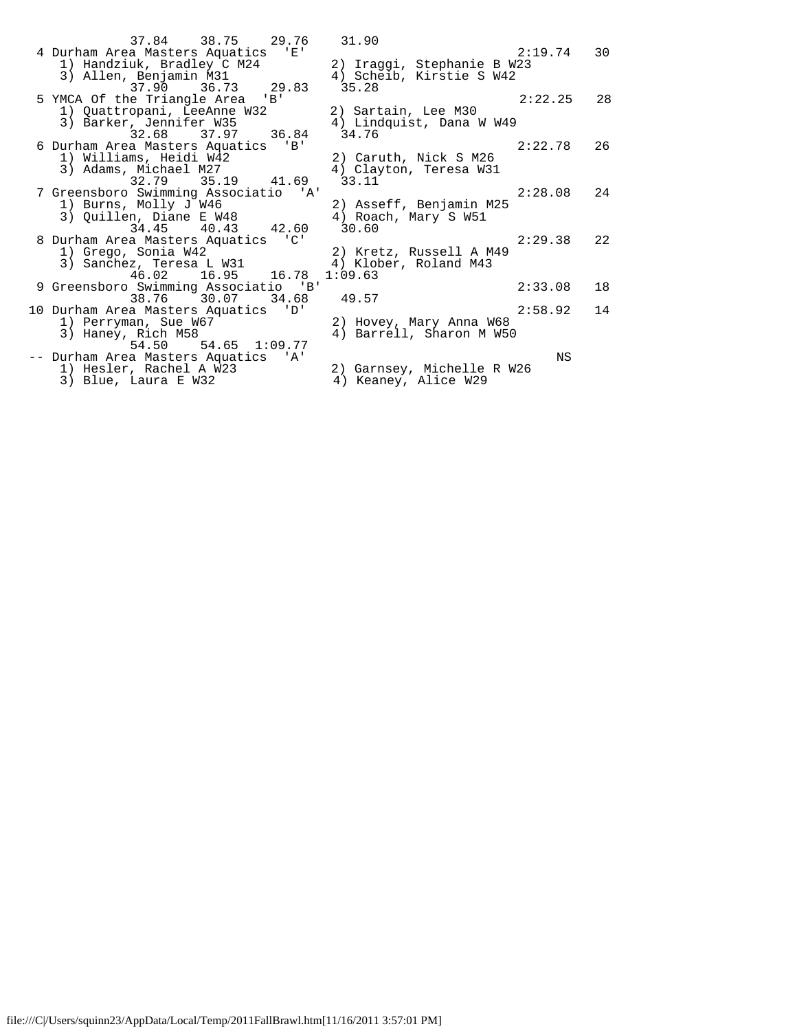```
            37.84    38.75    29.76    31.90
 4 Durham Area Masters Aquatics  'E'                              2:19.74   30
    1) Handziuk, Bradley C M24        2) Iraggi, Stephanie B W23
    3) Allen, Benjamin M31            4) Scheib, Kirstie S W42
            37.90    36.73    29.83    35.28
 5 YMCA Of the Triangle Area  'B'                                 2:22.25   28
    1) Quattropani, LeeAnne W32       2) Sartain, Lee M30
    3) Barker, Jennifer W35           4) Lindquist, Dana W W49
            32.68    37.97    36.84    34.76
 6 Durham Area Masters Aquatics  'B'                              2:22.78   26
    1) Williams, Heidi W42            2) Caruth, Nick S M26
    3) Adams, Michael M27             4) Clayton, Teresa W31
            32.79    35.19    41.69    33.11
 7 Greensboro Swimming Associatio  'A'                            2:28.08   24
    1) Burns, Molly J W46             2) Asseff, Benjamin M25
    3) Quillen, Diane E W48           4) Roach, Mary S W51
            34.45    40.43    42.60    30.60
 8 Durham Area Masters Aquatics  'C'                              2:29.38   22
    1) Grego, Sonia W42               2) Kretz, Russell A M49
    3) Sanchez, Teresa L W31          4) Klober, Roland M43
            46.02    16.95    16.78  1:09.63
 9 Greensboro Swimming Associatio  'B'                            2:33.08   18
            38.76    30.07    34.68    49.57
10 Durham Area Masters Aquatics  'D'                              2:58.92   14
    1) Perryman, Sue W67              2) Hovey, Mary Anna W68
    3) Haney, Rich M58                4) Barrell, Sharon M W50
            54.50    54.65  1:09.77
-- Durham Area Masters Aquatics  'A'                                   NS
    1) Hesler, Rachel A W23           2) Garnsey, Michelle R W26
    3) Blue, Laura E W32              4) Keaney, Alice W29
```